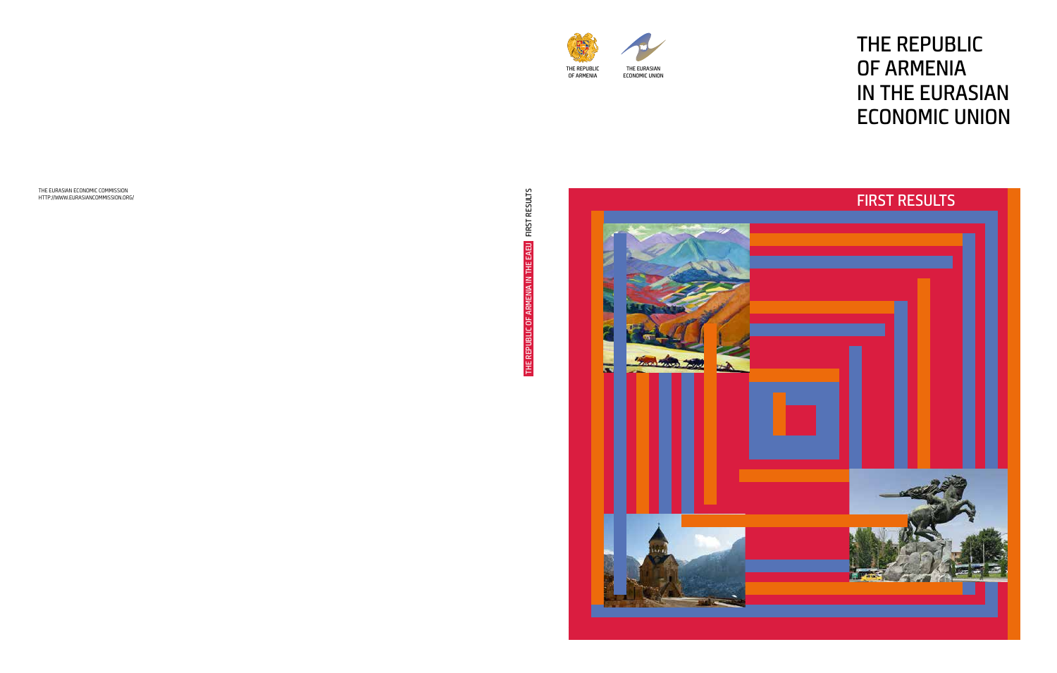THE EURASIAN ECONOMIC COMMISSION
HTTP://WWW.EURASIANCOMMISSION.ORG/

THE REPUBLIC OF ARMENIA IN THE EAEU FIRST RESULTS

THE REPUBLIC OF ARMENIA

THE EURASIAN ECONOMIC UNION

# THE REPUBLIC OF ARMENIA IN THE EURASIAN ECONOMIC UNION

## FIRST RESULTS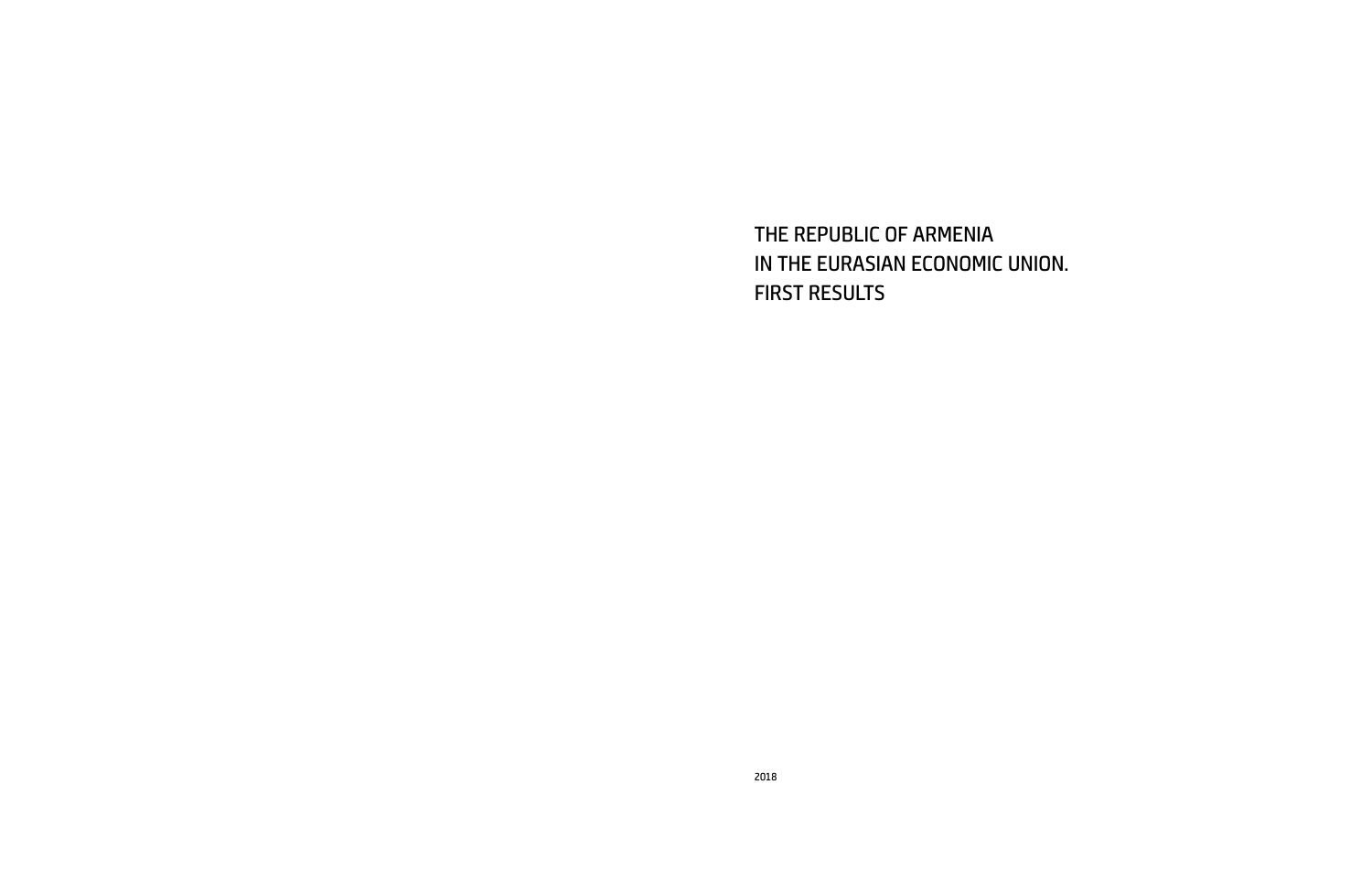# THE REPUBLIC OF ARMENIA IN THE EURASIAN ECONOMIC UNION. FIRST RESULTS

2018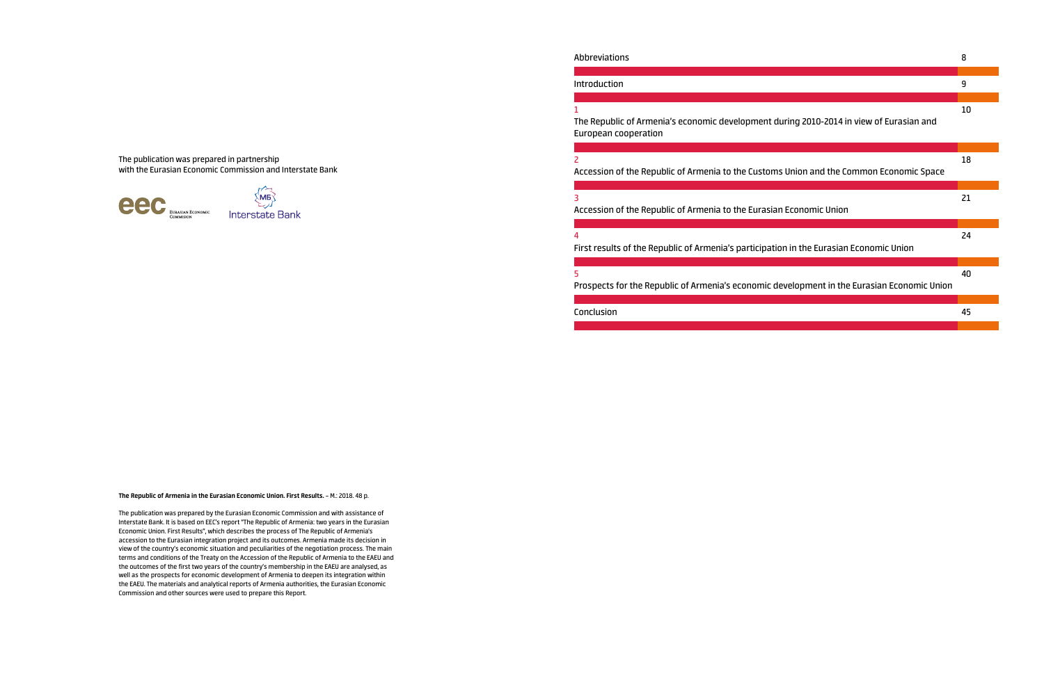The publication was prepared in partnership with the Eurasian Economic Commission and Interstate Bank

**The Republic of Armenia in the Eurasian Economic Union. First Results.** – M.: 2018. 48 p.

The publication was prepared by the Eurasian Economic Commission and with assistance of Interstate Bank. It is based on EEC's report "The Republic of Armenia: two years in the Eurasian Economic Union. First Results", which describes the process of The Republic of Armenia's accession to the Eurasian integration project and its outcomes. Armenia made its decision in view of the country's economic situation and peculiarities of the negotiation process. The main terms and conditions of the Treaty on the Accession of the Republic of Armenia to the EAEU and the outcomes of the first two years of the country's membership in the EAEU are analysed, as well as the prospects for economic development of Armenia to deepen its integration within the EAEU. The materials and analytical reports of Armenia authorities, the Eurasian Economic Commission and other sources were used to prepare this Report.

| | |
|---|---|
| Abbreviations | 8 |
| Introduction | 9 |
| 1<br>The Republic of Armenia's economic development during 2010-2014 in view of Eurasian and European cooperation | 10 |
| 2<br>Accession of the Republic of Armenia to the Customs Union and the Common Economic Space | 18 |
| 3<br>Accession of the Republic of Armenia to the Eurasian Economic Union | 21 |
| 4<br>First results of the Republic of Armenia's participation in the Eurasian Economic Union | 24 |
| 5<br>Prospects for the Republic of Armenia's economic development in the Eurasian Economic Union | 40 |
| Conclusion | 45 |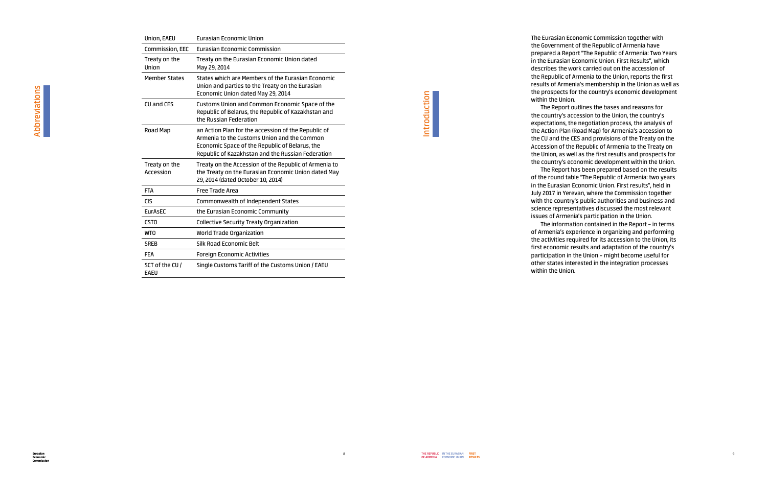# Abbreviations

| | |
|---|---|
| Union, EAEU | Eurasian Economic Union |
| Commission, EEC | Eurasian Economic Commission |
| Treaty on the Union | Treaty on the Eurasian Economic Union dated May 29, 2014 |
| Member States | States which are Members of the Eurasian Economic Union and parties to the Treaty on the Eurasian Economic Union dated May 29, 2014 |
| CU and CES | Customs Union and Common Economic Space of the Republic of Belarus, the Republic of Kazakhstan and the Russian Federation |
| Road Map | an Action Plan for the accession of the Republic of Armenia to the Customs Union and the Common Economic Space of the Republic of Belarus, the Republic of Kazakhstan and the Russian Federation |
| Treaty on the Accession | Treaty on the Accession of the Republic of Armenia to the Treaty on the Eurasian Economic Union dated May 29, 2014 (dated October 10, 2014) |
| FTA | Free Trade Area |
| CIS | Commonwealth of Independent States |
| EurAsEC | the Eurasian Economic Community |
| CSTO | Collective Security Treaty Organization |
| WTO | World Trade Organization |
| SREB | Silk Road Economic Belt |
| FEA | Foreign Economic Activities |
| SCT of the CU / EAEU | Single Customs Tariff of the Customs Union / EAEU |

# Introduction

The Eurasian Economic Commission together with the Government of the Republic of Armenia have prepared a Report "The Republic of Armenia: Two Years in the Eurasian Economic Union. First Results", which describes the work carried out on the accession of the Republic of Armenia to the Union, reports the first results of Armenia's membership in the Union as well as the prospects for the country's economic development within the Union.

The Report outlines the bases and reasons for the country's accession to the Union, the country's expectations, the negotiation process, the analysis of the Action Plan (Road Map) for Armenia's accession to the CU and the CES and provisions of the Treaty on the Accession of the Republic of Armenia to the Treaty on the Union, as well as the first results and prospects for the country's economic development within the Union.

The Report has been prepared based on the results of the round table "The Republic of Armenia: two years in the Eurasian Economic Union. First results", held in July 2017 in Yerevan, where the Commission together with the country's public authorities and business and science representatives discussed the most relevant issues of Armenia's participation in the Union.

The information contained in the Report – in terms of Armenia's experience in organizing and performing the activities required for its accession to the Union, its first economic results and adaptation of the country's participation in the Union – might become useful for other states interested in the integration processes within the Union.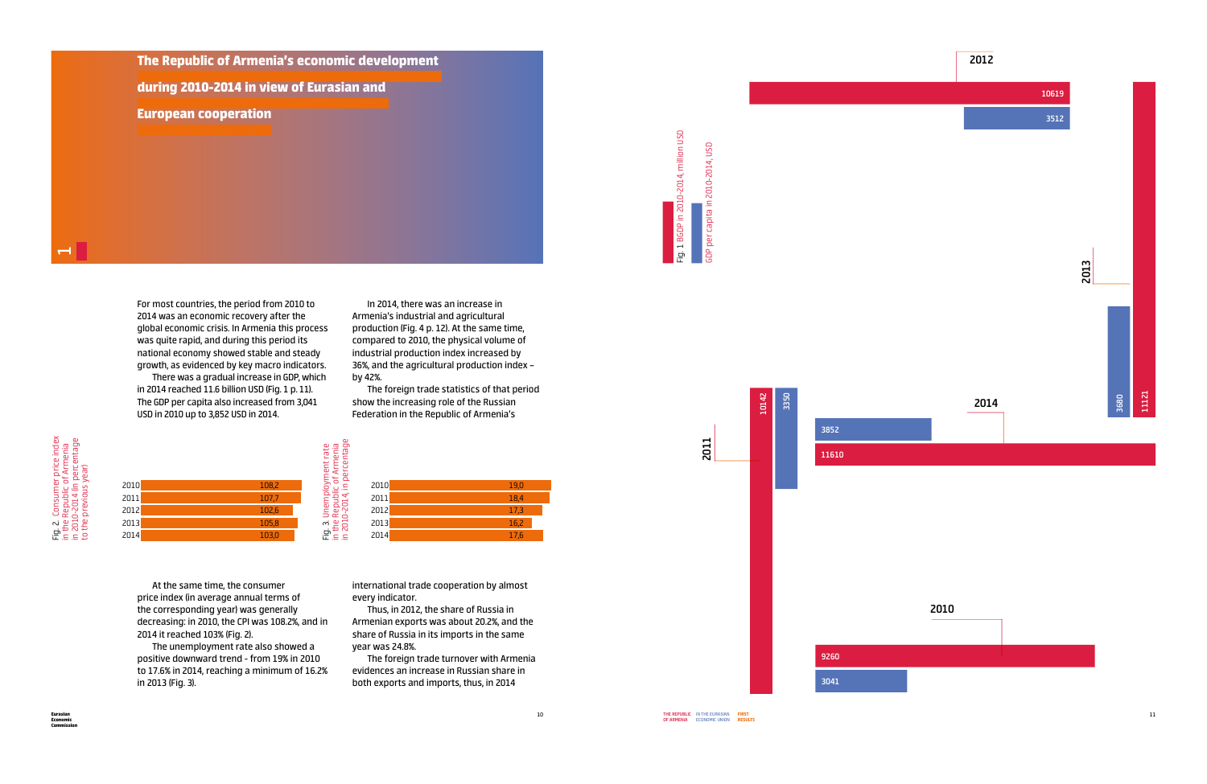# 1 The Republic of Armenia's economic development during 2010-2014 in view of Eurasian and European cooperation

For most countries, the period from 2010 to 2014 was an economic recovery after the global economic crisis. In Armenia this process was quite rapid, and during this period its national economy showed stable and steady growth, as evidenced by key macro indicators.

There was a gradual increase in GDP, which in 2014 reached 11.6 billion USD (Fig. 1 p. 11). The GDP per capita also increased from 3,041 USD in 2010 up to 3,852 USD in 2014.

In 2014, there was an increase in Armenia's industrial and agricultural production (Fig. 4 p. 12). At the same time, compared to 2010, the physical volume of industrial production index increased by 36%, and the agricultural production index – by 42%.

The foreign trade statistics of that period show the increasing role of the Russian Federation in the Republic of Armenia's international trade cooperation by almost every indicator.

Fig. 2 Consumer price index in the Republic of Armenia in 2010-2014 (in percentage to the previous year)

| Year | CPI |
|---|---|
| 2010 | 108,2 |
| 2011 | 107,7 |
| 2012 | 102,6 |
| 2013 | 105,8 |
| 2014 | 103,0 |

Fig. 3 Unemployment rate in the Republic of Armenia in 2010-2014, in percentage

| Year | Unemployment rate |
|---|---|
| 2010 | 19,0 |
| 2011 | 18,4 |
| 2012 | 17,3 |
| 2013 | 16,2 |
| 2014 | 17,6 |

At the same time, the consumer price index (in average annual terms of the corresponding year) was generally decreasing: in 2010, the CPI was 108.2%, and in 2014 it reached 103% (Fig. 2).

The unemployment rate also showed a positive downward trend - from 19% in 2010 to 17.6% in 2014, reaching a minimum of 16.2% in 2013 (Fig. 3).

Thus, in 2012, the share of Russia in Armenian exports was about 20.2%, and the share of Russia in its imports in the same year was 24.8%.

The foreign trade turnover with Armenia evidences an increase in Russian share in both exports and imports, thus, in 2014

Fig. 1 BGDP in 2010-2014, million USD; GDP per capita in 2010-2014, USD

| Year | GDP, million USD | GDP per capita, USD |
|---|---|---|
| 2010 | 9260 | 3041 |
| 2011 | 10142 | 3350 |
| 2012 | 10619 | 3512 |
| 2013 | 11121 | 3680 |
| 2014 | 11610 | 3852 |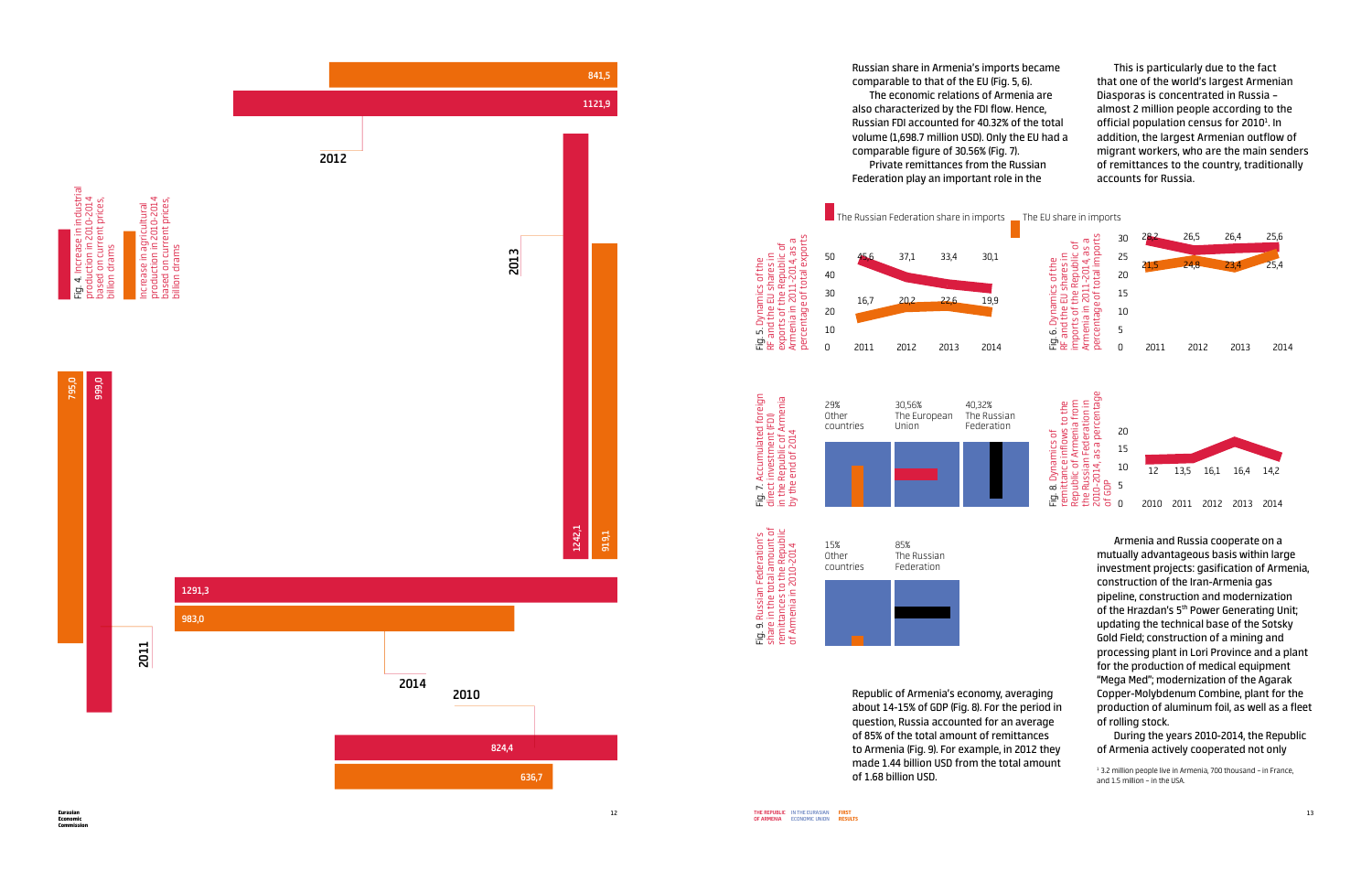Fig. 4. Increase in industrial production in 2010-2014 based on current prices, billion drams

Increase in agricultural production in 2010-2014 based on current prices, billion drams

| Year | Industrial production | Agricultural production |
| --- | --- | --- |
| 2010 | 824,4 | 636,7 |
| 2011 | 999,0 | 795,0 |
| 2012 | 1121,9 | 841,5 |
| 2013 | 1242,1 | 919,1 |
| 2014 | 1291,3 | 983,0 |

Russian share in Armenia's imports became comparable to that of the EU (Fig. 5, 6).

The economic relations of Armenia are also characterized by the FDI flow. Hence, Russian FDI accounted for 40.32% of the total volume (1,698.7 million USD). Only the EU had a comparable figure of 30.56% (Fig. 7).

Private remittances from the Russian Federation play an important role in the Republic of Armenia's economy, averaging about 14-15% of GDP (Fig. 8). For the period in question, Russia accounted for an average of 85% of the total amount of remittances to Armenia (Fig. 9). For example, in 2012 they made 1.44 billion USD from the total amount of 1.68 billion USD.

This is particularly due to the fact that one of the world's largest Armenian Diasporas is concentrated in Russia – almost 2 million people according to the official population census for 2010[1]. In addition, the largest Armenian outflow of migrant workers, who are the main senders of remittances to the country, traditionally accounts for Russia.

Fig. 5. Dynamics of the RF and the EU shares in exports of the Republic of Armenia in 2011-2014, as a percentage of total exports

| | 2011 | 2012 | 2013 | 2014 |
| --- | --- | --- | --- | --- |
| The Russian Federation share | 16,7 | 20,2 | 22,6 | 19,9 |
| The EU share | 45,6 | 37,1 | 33,4 | 30,1 |

Fig. 6. Dynamics of the RF and the EU shares in imports of the Republic of Armenia in 2011-2014, as a percentage of total imports

| | 2011 | 2012 | 2013 | 2014 |
| --- | --- | --- | --- | --- |
| The Russian Federation share | 21,5 | 24,8 | 23,4 | 25,4 |
| The EU share | 28,2 | 26,5 | 26,4 | 25,6 |

Fig. 7. Accumulated foreign direct investment (FDI) in the Republic of Armenia by the end of 2014

29% Other countries; 30,56% The European Union; 40,32% The Russian Federation

Fig. 8. Dynamics of remittance inflows to the Republic of Armenia from the Russian Federation in 2010-2014, as a percentage of GDP

| 2010 | 2011 | 2012 | 2013 | 2014 |
| --- | --- | --- | --- | --- |
| 12 | 13,5 | 16,1 | 16,4 | 14,2 |

Fig. 9. Russian Federation's share in the total amount of remittances to the Republic of Armenia in 2010-2014

15% Other countries; 85% The Russian Federation

Armenia and Russia cooperate on a mutually advantageous basis within large investment projects: gasification of Armenia, construction of the Iran-Armenia gas pipeline, construction and modernization of the Hrazdan's 5th Power Generating Unit; updating the technical base of the Sotsky Gold Field; construction of a mining and processing plant in Lori Province and a plant for the production of medical equipment "Mega Med"; modernization of the Agarak Copper-Molybdenum Combine, plant for the production of aluminum foil, as well as a fleet of rolling stock.

During the years 2010-2014, the Republic of Armenia actively cooperated not only

[1] 3.2 million people live in Armenia, 700 thousand – in France, and 1.5 million – in the USA.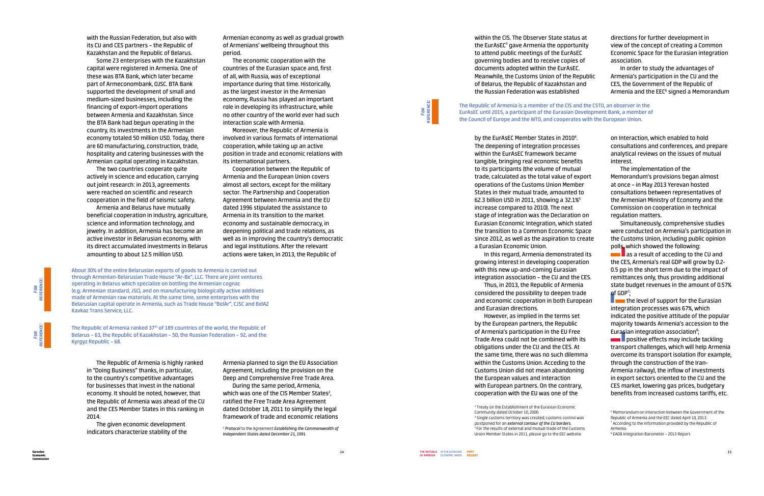with the Russian Federation, but also with its CU and CES partners – the Republic of Kazakhstan and the Republic of Belarus.

Some 23 enterprises with the Kazakhstan capital were registered in Armenia. One of these was BTA Bank, which later became part of Armeconombank, OJSC. BTA Bank supported the development of small and medium-sized businesses, including the financing of export-import operations between Armenia and Kazakhstan. Since the BTA Bank had begun operating in the country, its investments in the Armenian economy totaled 50 million USD. Today, there are 60 manufacturing, construction, trade, hospitality and catering businesses with the Armenian capital operating in Kazakhstan.

The two countries cooperate quite actively in science and education, carrying out joint research: in 2013, agreements were reached on scientific and research cooperation in the field of seismic safety.

Armenia and Belarus have mutually beneficial cooperation in industry, agriculture, science and information technology, and jewelry. In addition, Armenia has become an active investor in Belarusian economy, with its direct accumulated investments in Belarus amounting to about 12.5 million USD.

Armenian economy as well as gradual growth of Armenians' wellbeing throughout this period.

The economic cooperation with the countries of the Eurasian space and, first of all, with Russia, was of exceptional importance during that time. Historically, as the largest investor in the Armenian economy, Russia has played an important role in developing its infrastructure, while no other country of the world ever had such interaction scale with Armenia.

Moreover, the Republic of Armenia is involved in various formats of international cooperation, while taking up an active position in trade and economic relations with its international partners.

Cooperation between the Republic of Armenia and the European Union covers almost all sectors, except for the military sector. The Partnership and Cooperation Agreement between Armenia and the EU dated 1996 stipulated the assistance to Armenia in its transition to the market economy and sustainable democracy, in deepening political and trade relations, as well as in improving the country's democratic and legal institutions. After the relevant actions were taken, in 2013, the Republic of

**For reference:** About 30% of the entire Belarusian exports of goods to Armenia is carried out through Armenian-Belarusian Trade House "Ar-Be", LLC. There are joint ventures operating in Belarus which specialize on bottling the Armenian cognac (e.g. Armenian standard, JSC), and on manufacturing biologically active additives made of Armenian raw materials. At the same time, some enterprises with the Belarusian capital operate in Armenia, such as Trade House "BelAr", CJSC and BelAZ Kavkaz Trans Service, LLC.

**For reference:** The Republic of Armenia ranked 37th of 189 countries of the world, the Republic of Belarus – 63, the Republic of Kazakhstan – 50, the Russian Federation – 92, and the Kyrgyz Republic – 68.

The Republic of Armenia is highly ranked in "Doing Business" thanks, in particular, to the country's competitive advantages for businesses that invest in the national economy. It should be noted, however, that the Republic of Armenia was ahead of the CU and the CES Member States in this ranking in 2014.

The given economic development indicators characterize stability of the

Armenia planned to sign the EU Association Agreement, including the provision on the Deep and Comprehensive Free Trade Area.

During the same period, Armenia, which was one of the CIS Member States[2], ratified the Free Trade Area Agreement dated October 18, 2011 to simplify the legal framework of trade and economic relations

[2] *Protocol* to the Agreement *Establishing the Commonwealth of Independent States dated December 21, 1991.*

within the CIS. The Observer State status at the EurAsEC[3] gave Armenia the opportunity to attend public meetings of the EurAsEC governing bodies and to receive copies of documents adopted within the EurAsEC. Meanwhile, the Customs Union of the Republic of Belarus, the Republic of Kazakhstan and the Russian Federation was established

**For reference:** The Republic of Armenia is a member of the CIS and the CSTO, an observer in the EurAsEC until 2015, a participant of the Eurasian Development Bank, a member of the Council of Europe and the WTO, and cooperates with the European Union.

by the EurAsEC Member States in 2010[4]. The deepening of integration processes within the EurAsEC framework became tangible, bringing real economic benefits to its participants (the volume of mutual trade, calculated as the total value of export operations of the Customs Union Member States in their mutual trade, amounted to 62.3 billion USD in 2011, showing a 32.1%[5] increase compared to 2010). The next stage of integration was the Declaration on Eurasian Economic Integration, which stated the transition to a Common Economic Space since 2012, as well as the aspiration to create a Eurasian Economic Union.

In this regard, Armenia demonstrated its growing interest in developing cooperation with this new up-and-coming Eurasian integration association – the CU and the CES.

Thus, in 2013, the Republic of Armenia considered the possibility to deepen trade and economic cooperation in both European and Eurasian directions.

However, as implied in the terms set by the European partners, the Republic of Armenia's participation in the EU Free Trade Area could not be combined with its obligations under the CU and the CES. At the same time, there was no such dilemma within the Customs Union. Acceding to the Customs Union did not mean abandoning the European values and interaction with European partners. On the contrary, cooperation with the EU was one of the

directions for further development in view of the concept of creating a Common Economic Space for the Eurasian integration association.

In order to study the advantages of Armenia's participation in the CU and the CES, the Government of the Republic of Armenia and the EEC[6] signed a Memorandum on Interaction, which enabled to hold consultations and conferences, and prepare analytical reviews on the issues of mutual interest.

The implementation of the Memorandum's provisions began almost at once – in May 2013 Yerevan hosted consultations between representatives of the Armenian Ministry of Economy and the Commission on cooperation in technical regulation matters.

Simultaneously, comprehensive studies were conducted on Armenia's participation in the Customs Union, including public opinion polls, which showed the following:

- as a result of acceding to the CU and the CES, Armenia's real GDP will grow by 0.2-0.5 pp in the short term due to the impact of remittances only, thus providing additional state budget revenues in the amount of 0.57% of GDP[7];
- the level of support for the Eurasian integration processes was 67%, which indicated the positive attitude of the popular majority towards Armenia's accession to the Eurasian integration association[8];
- positive effects may include tackling transport challenges, which will help Armenia overcome its transport isolation (for example, through the construction of the Iran-Armenia railway), the inflow of investments in export sectors oriented to the CU and the CES market, lowering gas prices, budgetary benefits from increased customs tariffs, etc.

[3] Treaty on the Establishment of the Eurasian Economic Community dated October 10, 2000.
[4] Single customs territory was created; customs control was postponed for an *external contour of the CU borders*.
[5] For the results of external and mutual trade of the Customs Union Member States in 2011, please go to the EEC website.

[6] Memorandum on Interaction between the Government of the Republic of Armenia and the EEC dated April 10, 2013.
[7] According to the information provided by the Republic of Armenia.
[8] EADB Integration Barometer – 2013 Report.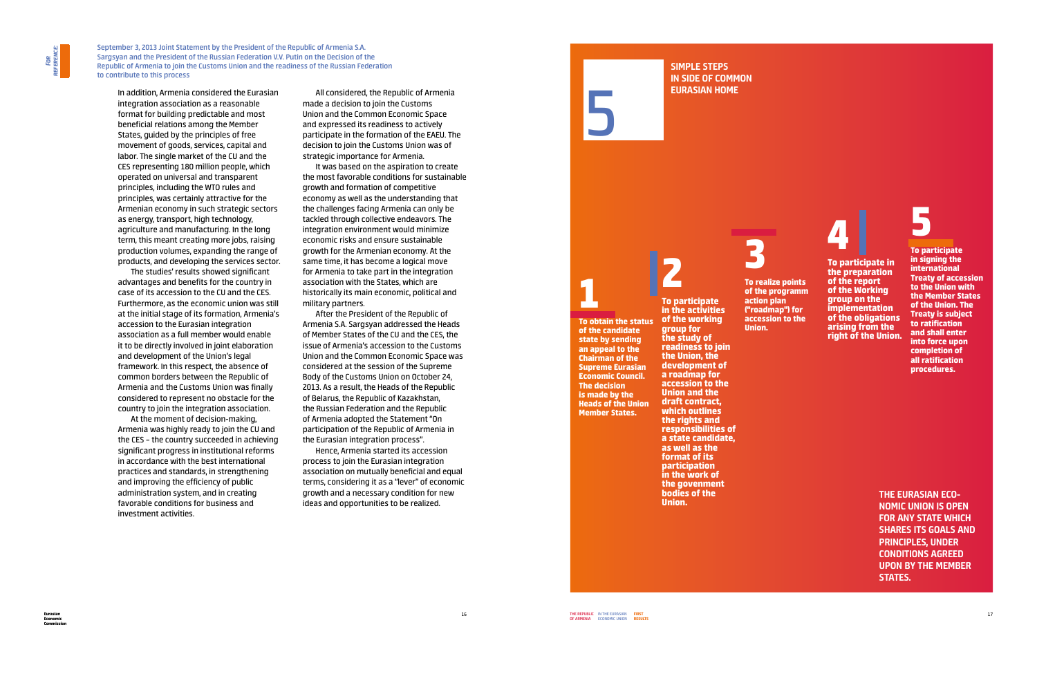*FOR REFERENCE:*

September 3, 2013 Joint Statement by the President of the Republic of Armenia S.A. Sargsyan and the President of the Russian Federation V.V. Putin on the Decision of the Republic of Armenia to join the Customs Union and the readiness of the Russian Federation to contribute to this process

In addition, Armenia considered the Eurasian integration association as a reasonable format for building predictable and most beneficial relations among the Member States, guided by the principles of free movement of goods, services, capital and labor. The single market of the CU and the CES representing 180 million people, which operated on universal and transparent principles, including the WTO rules and principles, was certainly attractive for the Armenian economy in such strategic sectors as energy, transport, high technology, agriculture and manufacturing. In the long term, this meant creating more jobs, raising production volumes, expanding the range of products, and developing the services sector.

The studies' results showed significant advantages and benefits for the country in case of its accession to the CU and the CES. Furthermore, as the economic union was still at the initial stage of its formation, Armenia's accession to the Eurasian integration association as a full member would enable it to be directly involved in joint elaboration and development of the Union's legal framework. In this respect, the absence of common borders between the Republic of Armenia and the Customs Union was finally considered to represent no obstacle for the country to join the integration association.

At the moment of decision-making, Armenia was highly ready to join the CU and the CES – the country succeeded in achieving significant progress in institutional reforms in accordance with the best international practices and standards, in strengthening and improving the efficiency of public administration system, and in creating favorable conditions for business and investment activities.

All considered, the Republic of Armenia made a decision to join the Customs Union and the Common Economic Space and expressed its readiness to actively participate in the formation of the EAEU. The decision to join the Customs Union was of strategic importance for Armenia.

It was based on the aspiration to create the most favorable conditions for sustainable growth and formation of competitive economy as well as the understanding that the challenges facing Armenia can only be tackled through collective endeavors. The integration environment would minimize economic risks and ensure sustainable growth for the Armenian economy. At the same time, it has become a logical move for Armenia to take part in the integration association with the States, which are historically its main economic, political and military partners.

After the President of the Republic of Armenia S.A. Sargsyan addressed the Heads of Member States of the CU and the CES, the issue of Armenia's accession to the Customs Union and the Common Economic Space was considered at the session of the Supreme Body of the Customs Union on October 24, 2013. As a result, the Heads of the Republic of Belarus, the Republic of Kazakhstan, the Russian Federation and the Republic of Armenia adopted the Statement "On participation of the Republic of Armenia in the Eurasian integration process".

Hence, Armenia started its accession process to join the Eurasian integration association on mutually beneficial and equal terms, considering it as a "lever" of economic growth and a necessary condition for new ideas and opportunities to be realized.

## 5 SIMPLE STEPS IN SIDE OF COMMON EURASIAN HOME

**1** **To obtain the status of the candidate state by sending an appeal to the Chairman of the Supreme Eurasian Economic Council. The decision is made by the Heads of the Union Member States.**

**2** **To participate in the activities of the working group for the study of readiness to join the Union, the development of a roadmap for accession to the Union and the draft contract, which outlines the rights and responsibilities of a state candidate, as well as the format of its participation in the work of the govenment bodies of the Union.**

**3** **To realize points of the programm action plan ("roadmap") for accession to the Union.**

**4** **To participate in the preparation of the report of the Working group on the implementation of the obligations arising from the right of the Union.**

**5** **To participate in signing the international Treaty of accession to the Union with the Member States of the Union. The Treaty is subject to ratification and shall enter into force upon completion of all ratification procedures.**

**THE EURASIAN ECONOMIC UNION IS OPEN FOR ANY STATE WHICH SHARES ITS GOALS AND PRINCIPLES, UNDER CONDITIONS AGREED UPON BY THE MEMBER STATES.**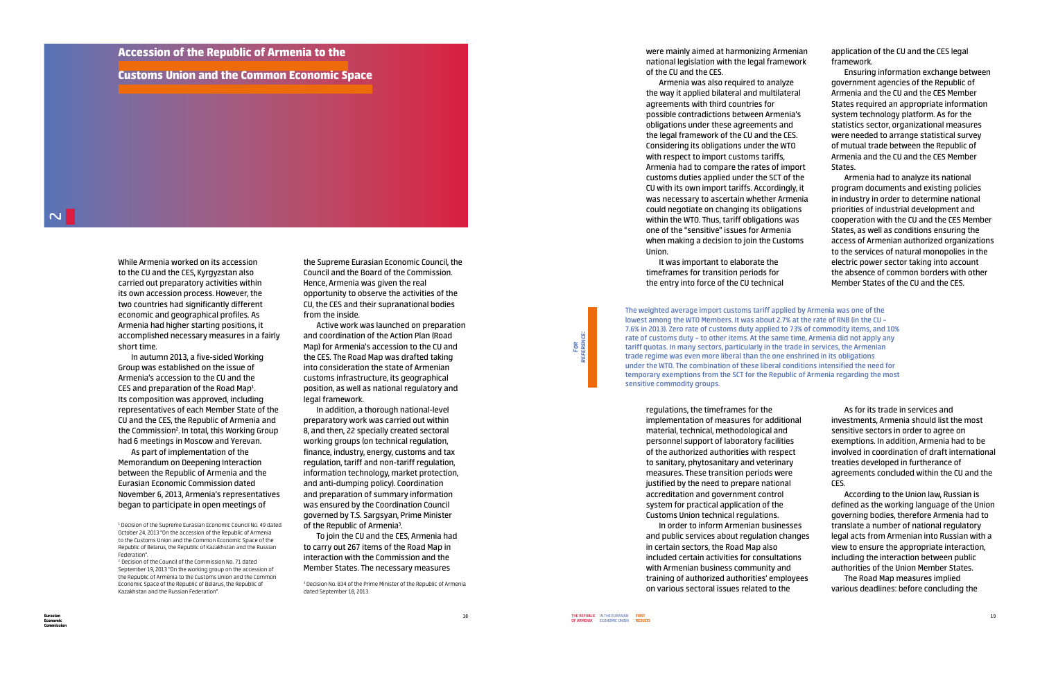## Accession of the Republic of Armenia to the Customs Union and the Common Economic Space

While Armenia worked on its accession to the CU and the CES, Kyrgyzstan also carried out preparatory activities within its own accession process. However, the two countries had significantly different economic and geographical profiles. As Armenia had higher starting positions, it accomplished necessary measures in a fairly short time.

In autumn 2013, a five-sided Working Group was established on the issue of Armenia's accession to the CU and the CES and preparation of the Road Map[1]. Its composition was approved, including representatives of each Member State of the CU and the CES, the Republic of Armenia and the Commission[2]. In total, this Working Group had 6 meetings in Moscow and Yerevan.

As part of implementation of the Memorandum on Deepening Interaction between the Republic of Armenia and the Eurasian Economic Commission dated November 6, 2013, Armenia's representatives began to participate in open meetings of the Supreme Eurasian Economic Council, the Council and the Board of the Commission. Hence, Armenia was given the real opportunity to observe the activities of the CU, the CES and their supranational bodies from the inside.

Active work was launched on preparation and coordination of the Action Plan (Road Map) for Armenia's accession to the CU and the CES. The Road Map was drafted taking into consideration the state of Armenian customs infrastructure, its geographical position, as well as national regulatory and legal framework.

In addition, a thorough national-level preparatory work was carried out within 8, and then, 22 specially created sectoral working groups (on technical regulation, finance, industry, energy, customs and tax regulation, tariff and non-tariff regulation, information technology, market protection, and anti-dumping policy). Coordination and preparation of summary information was ensured by the Coordination Council governed by T.S. Sargsyan, Prime Minister of the Republic of Armenia[3].

To join the CU and the CES, Armenia had to carry out 267 items of the Road Map in interaction with the Commission and the Member States. The necessary measures were mainly aimed at harmonizing Armenian national legislation with the legal framework of the CU and the CES.

Armenia was also required to analyze the way it applied bilateral and multilateral agreements with third countries for possible contradictions between Armenia's obligations under these agreements and the legal framework of the CU and the CES. Considering its obligations under the WTO with respect to import customs tariffs, Armenia had to compare the rates of import customs duties applied under the SCT of the CU with its own import tariffs. Accordingly, it was necessary to ascertain whether Armenia could negotiate on changing its obligations within the WTO. Thus, tariff obligations was one of the "sensitive" issues for Armenia when making a decision to join the Customs Union.

It was important to elaborate the timeframes for transition periods for the entry into force of the CU technical regulations, the timeframes for the implementation of measures for additional material, technical, methodological and personnel support of laboratory facilities of the authorized authorities with respect to sanitary, phytosanitary and veterinary measures. These transition periods were justified by the need to prepare national accreditation and government control system for practical application of the Customs Union technical regulations.

In order to inform Armenian businesses and public services about regulation changes in certain sectors, the Road Map also included certain activities for consultations with Armenian business community and training of authorized authorities' employees on various sectoral issues related to the application of the CU and the CES legal framework.

Ensuring information exchange between government agencies of the Republic of Armenia and the CU and the CES Member States required an appropriate information system technology platform. As for the statistics sector, organizational measures were needed to arrange statistical survey of mutual trade between the Republic of Armenia and the CU and the CES Member States.

Armenia had to analyze its national program documents and existing policies in industry in order to determine national priorities of industrial development and cooperation with the CU and the CES Member States, as well as conditions ensuring the access of Armenian authorized organizations to the services of natural monopolies in the electric power sector taking into account the absence of common borders with other Member States of the CU and the CES.

As for its trade in services and investments, Armenia should list the most sensitive sectors in order to agree on exemptions. In addition, Armenia had to be involved in coordination of draft international treaties developed in furtherance of agreements concluded within the CU and the CES.

According to the Union law, Russian is defined as the working language of the Union governing bodies, therefore Armenia had to translate a number of national regulatory legal acts from Armenian into Russian with a view to ensure the appropriate interaction, including the interaction between public authorities of the Union Member States.

The Road Map measures implied various deadlines: before concluding the

**For reference:** The weighted average import customs tariff applied by Armenia was one of the lowest among the WTO Members. It was about 2.7% at the rate of RNB (in the CU – 7.6% in 2013). Zero rate of customs duty applied to 73% of commodity items, and 10% rate of customs duty – to other items. At the same time, Armenia did not apply any tariff quotas. In many sectors, particularly in the trade in services, the Armenian trade regime was even more liberal than the one enshrined in its obligations under the WTO. The combination of these liberal conditions intensified the need for temporary exemptions from the SCT for the Republic of Armenia regarding the most sensitive commodity groups.

---

[1] Decision of the Supreme Eurasian Economic Council No. 49 dated October 24, 2013 "On the accession of the Republic of Armenia to the Customs Union and the Common Economic Space of the Republic of Belarus, the Republic of Kazakhstan and the Russian Federation".

[2] Decision of the Council of the Commission No. 71 dated September 19, 2013 "On the working group on the accession of the Republic of Armenia to the Customs Union and the Common Economic Space of the Republic of Belarus, the Republic of Kazakhstan and the Russian Federation".

[3] Decision No. 834 of the Prime Minister of the Republic of Armenia dated September 18, 2013.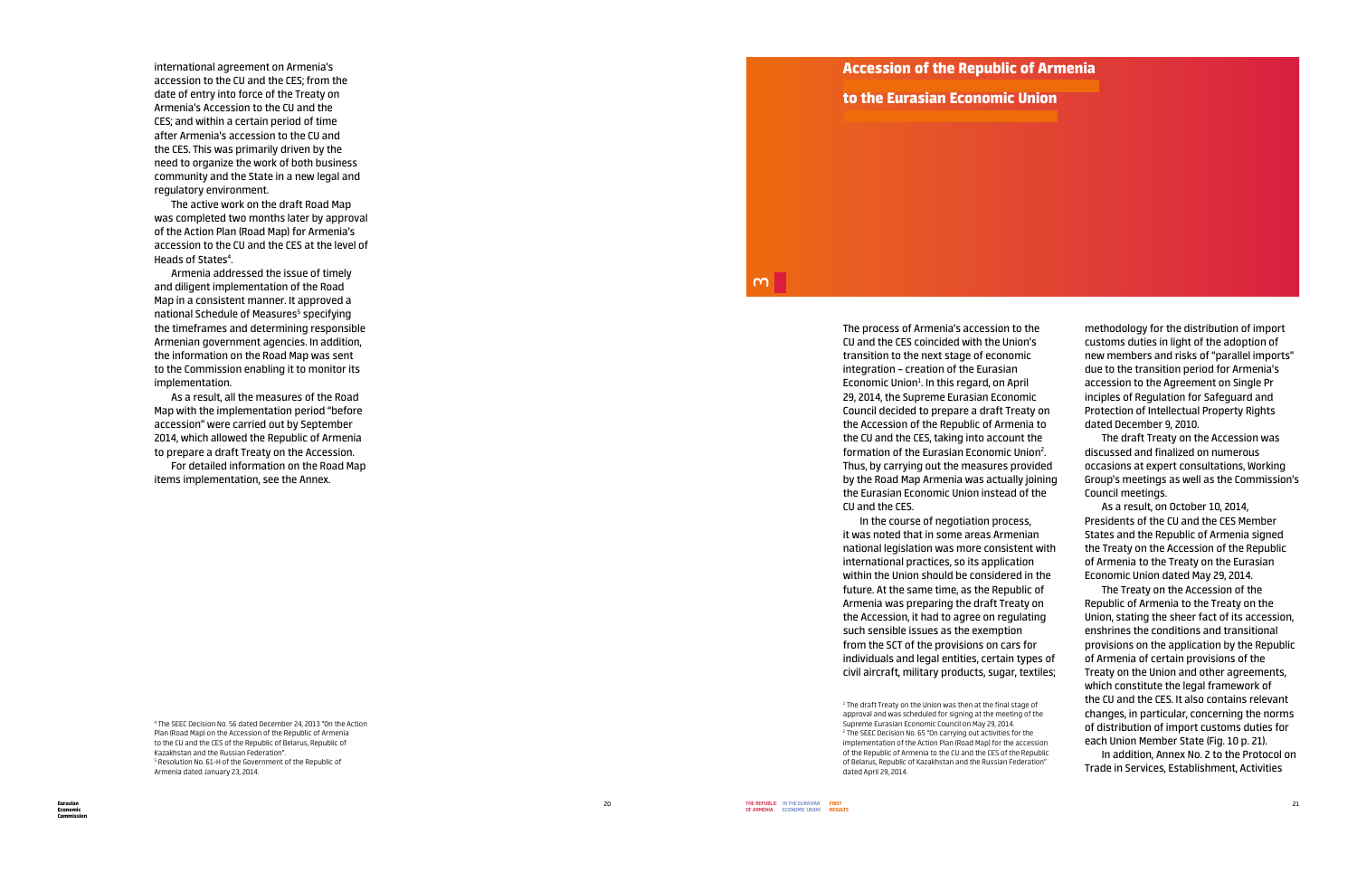international agreement on Armenia's accession to the CU and the CES; from the date of entry into force of the Treaty on Armenia's Accession to the CU and the CES; and within a certain period of time after Armenia's accession to the CU and the CES. This was primarily driven by the need to organize the work of both business community and the State in a new legal and regulatory environment.

The active work on the draft Road Map was completed two months later by approval of the Action Plan (Road Map) for Armenia's accession to the CU and the CES at the level of Heads of States[4].

Armenia addressed the issue of timely and diligent implementation of the Road Map in a consistent manner. It approved a national Schedule of Measures[5] specifying the timeframes and determining responsible Armenian government agencies. In addition, the information on the Road Map was sent to the Commission enabling it to monitor its implementation.

As a result, all the measures of the Road Map with the implementation period "before accession" were carried out by September 2014, which allowed the Republic of Armenia to prepare a draft Treaty on the Accession.

For detailed information on the Road Map items implementation, see the Annex.

[4] The SEEC Decision No. 56 dated December 24, 2013 "On the Action Plan (Road Map) on the Accession of the Republic of Armenia to the CU and the CES of the Republic of Belarus, Republic of Kazakhstan and the Russian Federation".
[5] Resolution No. 61-H of the Government of the Republic of Armenia dated January 23, 2014.

# 3 Accession of the Republic of Armenia to the Eurasian Economic Union

The process of Armenia's accession to the CU and the CES coincided with the Union's transition to the next stage of economic integration – creation of the Eurasian Economic Union[1]. In this regard, on April 29, 2014, the Supreme Eurasian Economic Council decided to prepare a draft Treaty on the Accession of the Republic of Armenia to the CU and the CES, taking into account the formation of the Eurasian Economic Union[2]. Thus, by carrying out the measures provided by the Road Map Armenia was actually joining the Eurasian Economic Union instead of the CU and the CES.

In the course of negotiation process, it was noted that in some areas Armenian national legislation was more consistent with international practices, so its application within the Union should be considered in the future. At the same time, as the Republic of Armenia was preparing the draft Treaty on the Accession, it had to agree on regulating such sensible issues as the exemption from the SCT of the provisions on cars for individuals and legal entities, certain types of civil aircraft, military products, sugar, textiles; methodology for the distribution of import customs duties in light of the adoption of new members and risks of "parallel imports" due to the transition period for Armenia's accession to the Agreement on Single Principles of Regulation for Safeguard and Protection of Intellectual Property Rights dated December 9, 2010.

The draft Treaty on the Accession was discussed and finalized on numerous occasions at expert consultations, Working Group's meetings as well as the Commission's Council meetings.

As a result, on October 10, 2014, Presidents of the CU and the CES Member States and the Republic of Armenia signed the Treaty on the Accession of the Republic of Armenia to the Treaty on the Eurasian Economic Union dated May 29, 2014.

The Treaty on the Accession of the Republic of Armenia to the Treaty on the Union, stating the sheer fact of its accession, enshrines the conditions and transitional provisions on the application by the Republic of Armenia of certain provisions of the Treaty on the Union and other agreements, which constitute the legal framework of the CU and the CES. It also contains relevant changes, in particular, concerning the norms of distribution of import customs duties for each Union Member State (Fig. 10 p. 21).

In addition, Annex No. 2 to the Protocol on Trade in Services, Establishment, Activities

[1] The draft Treaty on the Union was then at the final stage of approval and was scheduled for signing at the meeting of the Supreme Eurasian Economic Council on May 29, 2014.
[2] The SEEC Decision No. 65 "On carrying out activities for the implementation of the Action Plan (Road Map) for the accession of the Republic of Armenia to the CU and the CES of the Republic of Belarus, Republic of Kazakhstan and the Russian Federation" dated April 29, 2014.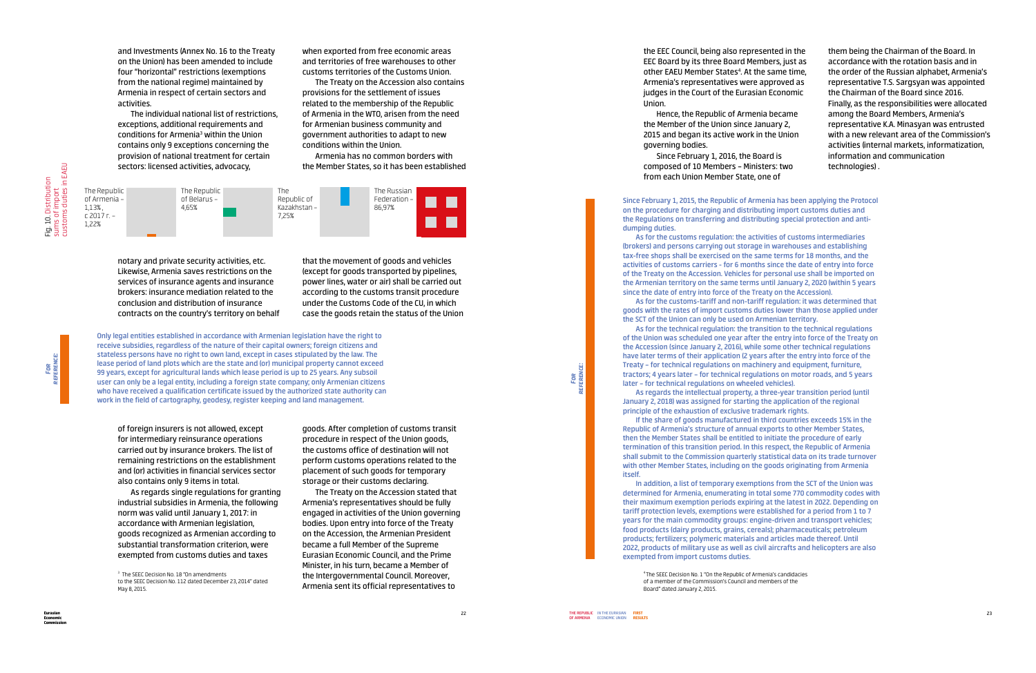and Investments (Annex No. 16 to the Treaty on the Union) has been amended to include four "horizontal" restrictions (exemptions from the national regime) maintained by Armenia in respect of certain sectors and activities.

The individual national list of restrictions, exceptions, additional requirements and conditions for Armenia[3] within the Union contains only 9 exceptions concerning the provision of national treatment for certain sectors: licensed activities, advocacy, notary and private security activities, etc. Likewise, Armenia saves restrictions on the services of insurance agents and insurance brokers: insurance mediation related to the conclusion and distribution of insurance contracts on the country's territory on behalf of foreign insurers is not allowed, except for intermediary reinsurance operations carried out by insurance brokers. The list of remaining restrictions on the establishment and (or) activities in financial services sector also contains only 9 items in total.

As regards single regulations for granting industrial subsidies in Armenia, the following norm was valid until January 1, 2017: in accordance with Armenian legislation, goods recognized as Armenian according to substantial transformation criterion, were exempted from customs duties and taxes when exported from free economic areas and territories of free warehouses to other customs territories of the Customs Union.

The Treaty on the Accession also contains provisions for the settlement of issues related to the membership of the Republic of Armenia in the WTO, arisen from the need for Armenian business community and government authorities to adapt to new conditions within the Union.

Armenia has no common borders with the Member States, so it has been established that the movement of goods and vehicles (except for goods transported by pipelines, power lines, water or air) shall be carried out according to the customs transit procedure under the Customs Code of the CU, in which case the goods retain the status of the Union goods. After completion of customs transit procedure in respect of the Union goods, the customs office of destination will not perform customs operations related to the placement of such goods for temporary storage or their customs declaring.

The Treaty on the Accession stated that Armenia's representatives should be fully engaged in activities of the Union governing bodies. Upon entry into force of the Treaty on the Accession, the Armenian President became a full Member of the Supreme Eurasian Economic Council, and the Prime Minister, in his turn, became a Member of the Intergovernmental Council. Moreover, Armenia sent its official representatives to the EEC Council, being also represented in the EEC Board by its three Board Members, just as other EAEU Member States[4]. At the same time, Armenia's representatives were approved as judges in the Court of the Eurasian Economic Union.

Hence, the Republic of Armenia became the Member of the Union since January 2, 2015 and began its active work in the Union governing bodies.

Since February 1, 2016, the Board is composed of 10 Members – Ministers: two from each Union Member State, one of them being the Chairman of the Board. In accordance with the rotation basis and in the order of the Russian alphabet, Armenia's representative T.S. Sargsyan was appointed the Chairman of the Board since 2016. Finally, as the responsibilities were allocated among the Board Members, Armenia's representative K.A. Minasyan was entrusted with a new relevant area of the Commission's activities (internal markets, informatization, information and communication technologies) .

Fig. 10. Distribution sums of import customs duties in EAEU

| The Republic of Armenia | The Republic of Belarus | The Republic of Kazakhstan | The Russian Federation |
|---|---|---|---|
| 1,13%, с 2017 г. – 1,22% | 4,65% | 7,25% | 86,97% |

**For reference:**

Only legal entities established in accordance with Armenian legislation have the right to receive subsidies, regardless of the nature of their capital owners; foreign citizens and stateless persons have no right to own land, except in cases stipulated by the law. The lease period of land plots which are the state and (or) municipal property cannot exceed 99 years, except for agricultural lands which lease period is up to 25 years. Any subsoil user can only be a legal entity, including a foreign state company; only Armenian citizens who have received a qualification certificate issued by the authorized state authority can work in the field of cartography, geodesy, register keeping and land management.

**For reference:**

Since February 1, 2015, the Republic of Armenia has been applying the Protocol on the procedure for charging and distributing import customs duties and the Regulations on transferring and distributing special protection and anti-dumping duties.

As for the customs regulation: the activities of customs intermediaries (brokers) and persons carrying out storage in warehouses and establishing tax-free shops shall be exercised on the same terms for 18 months, and the activities of customs carriers - for 6 months since the date of entry into force of the Treaty on the Accession. Vehicles for personal use shall be imported on the Armenian territory on the same terms until January 2, 2020 (within 5 years since the date of entry into force of the Treaty on the Accession).

As for the customs-tariff and non-tariff regulation: it was determined that goods with the rates of import customs duties lower than those applied under the SCT of the Union can only be used on Armenian territory.

As for the technical regulation: the transition to the technical regulations of the Union was scheduled one year after the entry into force of the Treaty on the Accession (since January 2, 2016), while some other technical regulations have later terms of their application (2 years after the entry into force of the Treaty – for technical regulations on machinery and equipment, furniture, tractors; 4 years later – for technical regulations on motor roads, and 5 years later – for technical regulations on wheeled vehicles).

As regards the intellectual property, a three-year transition period (until January 2, 2018) was assigned for starting the application of the regional principle of the exhaustion of exclusive trademark rights.

If the share of goods manufactured in third countries exceeds 15% in the Republic of Armenia's structure of annual exports to other Member States, then the Member States shall be entitled to initiate the procedure of early termination of this transition period. In this respect, the Republic of Armenia shall submit to the Commission quarterly statistical data on its trade turnover with other Member States, including on the goods originating from Armenia itself.

In addition, a list of temporary exemptions from the SCT of the Union was determined for Armenia, enumerating in total some 770 commodity codes with their maximum exemption periods expiring at the latest in 2022. Depending on tariff protection levels, exemptions were established for a period from 1 to 7 years for the main commodity groups: engine-driven and transport vehicles; food products (dairy products, grains, cereals); pharmaceuticals; petroleum products; fertilizers; polymeric materials and articles made thereof. Until 2022, products of military use as well as civil aircrafts and helicopters are also exempted from import customs duties.

[3] The SEEC Decision No. 18 "On amendments to the SEEC Decision No. 112 dated December 23, 2014" dated May 8, 2015.

[4] The SEEC Decision No. 1 "On the Republic of Armenia's candidacies of a member of the Commission's Council and members of the Board" dated January 2, 2015.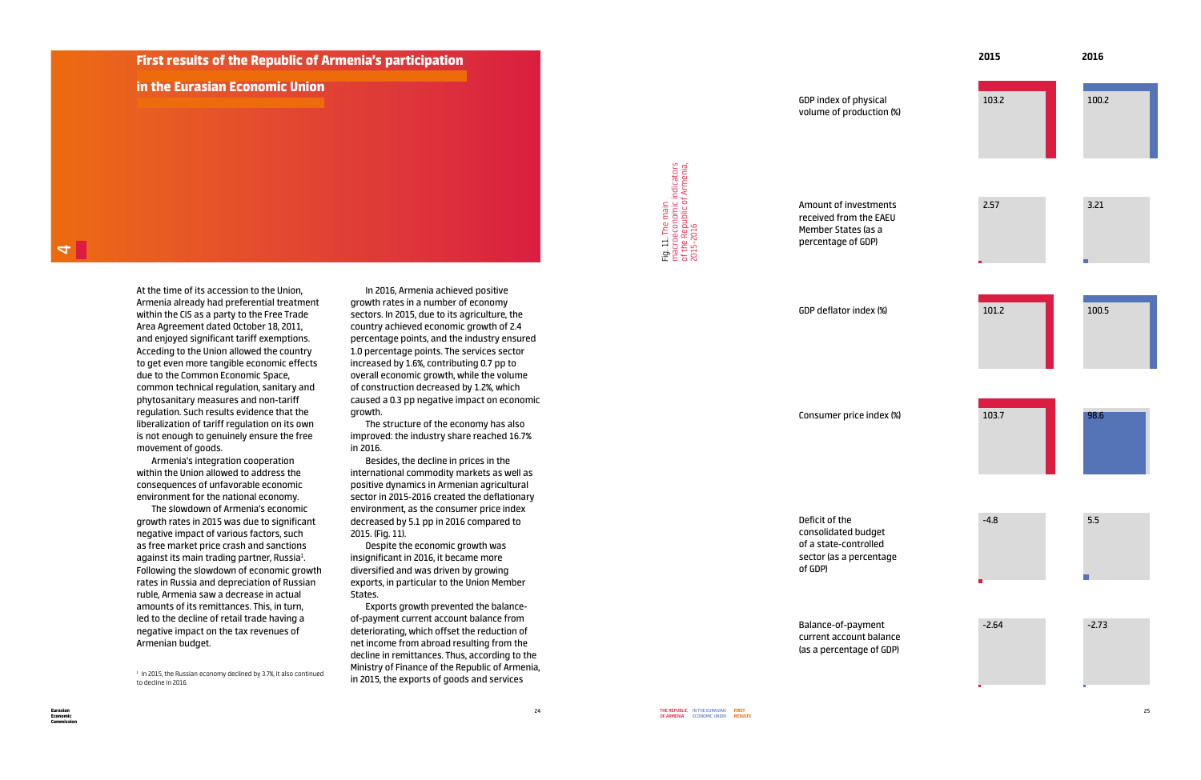# First results of the Republic of Armenia's participation in the Eurasian Economic Union

At the time of its accession to the Union, Armenia already had preferential treatment within the CIS as a party to the Free Trade Area Agreement dated October 18, 2011, and enjoyed significant tariff exemptions. Acceding to the Union allowed the country to get even more tangible economic effects due to the Common Economic Space, common technical regulation, sanitary and phytosanitary measures and non-tariff regulation. Such results evidence that the liberalization of tariff regulation on its own is not enough to genuinely ensure the free movement of goods.

Armenia's integration cooperation within the Union allowed to address the consequences of unfavorable economic environment for the national economy.

The slowdown of Armenia's economic growth rates in 2015 was due to significant negative impact of various factors, such as free market price crash and sanctions against its main trading partner, Russia[1]. Following the slowdown of economic growth rates in Russia and depreciation of Russian ruble, Armenia saw a decrease in actual amounts of its remittances. This, in turn, led to the decline of retail trade having a negative impact on the tax revenues of Armenian budget.

In 2016, Armenia achieved positive growth rates in a number of economy sectors. In 2015, due to its agriculture, the country achieved economic growth of 2.4 percentage points, and the industry ensured 1.0 percentage points. The services sector increased by 1.6%, contributing 0.7 pp to overall economic growth, while the volume of construction decreased by 1.2%, which caused a 0.3 pp negative impact on economic growth.

The structure of the economy has also improved: the industry share reached 16.7% in 2016.

Besides, the decline in prices in the international commodity markets as well as positive dynamics in Armenian agricultural sector in 2015-2016 created the deflationary environment, as the consumer price index decreased by 5.1 pp in 2016 compared to 2015. (Fig. 11).

Despite the economic growth was insignificant in 2016, it became more diversified and was driven by growing exports, in particular to the Union Member States.

Exports growth prevented the balance-of-payment current account balance from deteriorating, which offset the reduction of net income from abroad resulting from the decline in remittances. Thus, according to the Ministry of Finance of the Republic of Armenia, in 2015, the exports of goods and services

[1] In 2015, the Russian economy declined by 3.7%, it also continued to decline in 2016.

Fig. 11. The main macroeconomic indicators of the Republic of Armenia, 2015-2016

| | 2015 | 2016 |
|---|---|---|
| GDP index of physical volume of production (%) | 103.2 | 100.2 |
| Amount of investments received from the EAEU Member States (as a percentage of GDP) | 2.57 | 3.21 |
| GDP deflator index (%) | 101.2 | 100.5 |
| Consumer price index (%) | 103.7 | 98.6 |
| Deficit of the consolidated budget of a state-controlled sector (as a percentage of GDP) | -4.8 | 5.5 |
| Balance-of-payment current account balance (as a percentage of GDP) | -2.64 | -2.73 |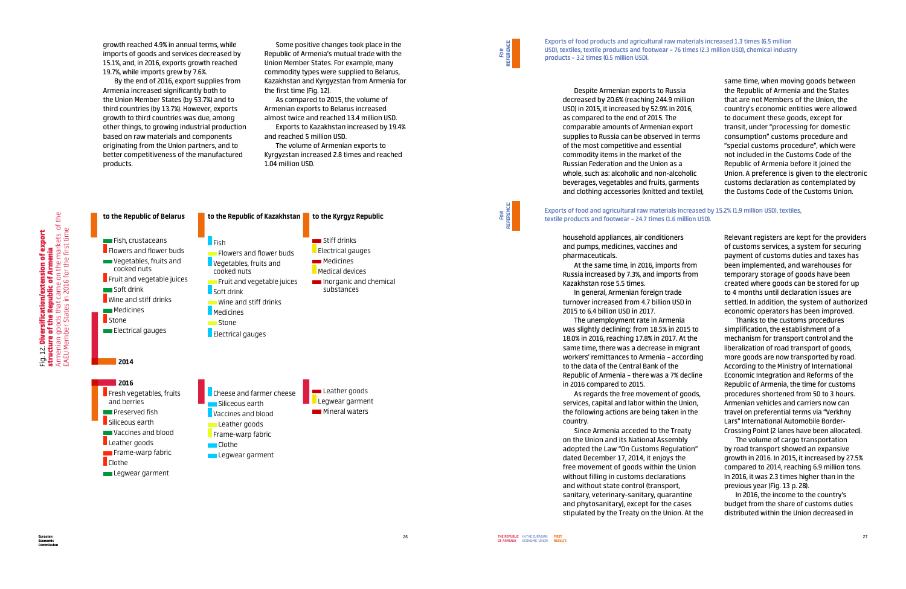growth reached 4.9% in annual terms, while imports of goods and services decreased by 15.1%, and, in 2016, exports growth reached 19.7%, while imports grew by 7.6%.

By the end of 2016, export supplies from Armenia increased significantly both to the Union Member States (by 53.7%) and to third countries (by 13.7%). However, exports growth to third countries was due, among other things, to growing industrial production based on raw materials and components originating from the Union partners, and to better competitiveness of the manufactured products.

Some positive changes took place in the Republic of Armenia's mutual trade with the Union Member States. For example, many commodity types were supplied to Belarus, Kazakhstan and Kyrgyzstan from Armenia for the first time (Fig. 12).

As compared to 2015, the volume of Armenian exports to Belarus increased almost twice and reached 13.4 million USD.

Exports to Kazakhstan increased by 19.4% and reached 5 million USD.

The volume of Armenian exports to Kyrgyzstan increased 2.8 times and reached 1.04 million USD.

**Fig. 12. Diversification/extension of export structure of the Republic of Armenia**
Armenian goods that came on the markets of the EAEU Member States in 2016 for the first time

| | to the Republic of Belarus | to the Republic of Kazakhstan | to the Kyrgyz Republic |
|---|---|---|---|
| 2014 | Fish, crustaceans; Flowers and flower buds; Vegetables, fruits and cooked nuts; Fruit and vegetable juices; Soft drink; Wine and stiff drinks; Medicines; Stone; Electrical gauges | Fish; Flowers and flower buds; Vegetables, fruits and cooked nuts; Fruit and vegetable juices; Soft drink; Wine and stiff drinks; Medicines; Stone; Electrical gauges | Stiff drinks; Electrical gauges; Medicines; Medical devices; Inorganic and chemical substances |
| 2016 | Fresh vegetables, fruits and berries; Preserved fish; Siliceous earth; Vaccines and blood; Leather goods; Frame-warp fabric; Clothe; Legwear garment | Cheese and farmer cheese; Siliceous earth; Vaccines and blood; Leather goods; Frame-warp fabric; Clothe; Legwear garment | Leather goods; Legwear garment; Mineral waters |

*For reference*

Exports of food products and agricultural raw materials increased 1.3 times (6.5 million USD), textiles, textile products and footwear – 76 times (2.3 million USD), chemical industry products – 3.2 times (0.5 million USD).

Despite Armenian exports to Russia decreased by 20.6% (reaching 244.9 million USD) in 2015, it increased by 52.9% in 2016, as compared to the end of 2015. The comparable amounts of Armenian export supplies to Russia can be observed in terms of the most competitive and essential commodity items in the market of the Russian Federation and the Union as a whole, such as: alcoholic and non-alcoholic beverages, vegetables and fruits, garments and clothing accessories (knitted and textile),

*For reference*

Exports of food and agricultural raw materials increased by 15.2% (1.9 million USD), textiles, textile products and footwear – 24.7 times (1.6 million USD).

household appliances, air conditioners and pumps, medicines, vaccines and pharmaceuticals.

At the same time, in 2016, imports from Russia increased by 7.3%, and imports from Kazakhstan rose 5.5 times.

In general, Armenian foreign trade turnover increased from 4.7 billion USD in 2015 to 6.4 billion USD in 2017.

The unemployment rate in Armenia was slightly declining: from 18.5% in 2015 to 18.0% in 2016, reaching 17.8% in 2017. At the same time, there was a decrease in migrant workers' remittances to Armenia – according to the data of the Central Bank of the Republic of Armenia – there was a 7% decline in 2016 compared to 2015.

As regards the free movement of goods, services, capital and labor within the Union, the following actions are being taken in the country.

Since Armenia acceded to the Treaty on the Union and its National Assembly adopted the Law "On Customs Regulation" dated December 17, 2014, it enjoys the free movement of goods within the Union without filling in customs declarations and without state control (transport, sanitary, veterinary-sanitary, quarantine and phytosanitary), except for the cases stipulated by the Treaty on the Union. At the same time, when moving goods between the Republic of Armenia and the States that are not Members of the Union, the country's economic entities were allowed to document these goods, except for transit, under "processing for domestic consumption" customs procedure and "special customs procedure", which were not included in the Customs Code of the Republic of Armenia before it joined the Union. A preference is given to the electronic customs declaration as contemplated by the Customs Code of the Customs Union.

Relevant registers are kept for the providers of customs services, a system for securing payment of customs duties and taxes has been implemented, and warehouses for temporary storage of goods have been created where goods can be stored for up to 4 months until declaration issues are settled. In addition, the system of authorized economic operators has been improved.

Thanks to the customs procedures simplification, the establishment of a mechanism for transport control and the liberalization of road transport of goods, more goods are now transported by road. According to the Ministry of International Economic Integration and Reforms of the Republic of Armenia, the time for customs procedures shortened from 50 to 3 hours. Armenian vehicles and carriers now can travel on preferential terms via "Verkhny Lars" International Automobile Border-Crossing Point (2 lanes have been allocated).

The volume of cargo transportation by road transport showed an expansive growth in 2016. In 2015, it increased by 27.5% compared to 2014, reaching 6.9 million tons. In 2016, it was 2.3 times higher than in the previous year (Fig. 13 p. 28).

In 2016, the income to the country's budget from the share of customs duties distributed within the Union decreased in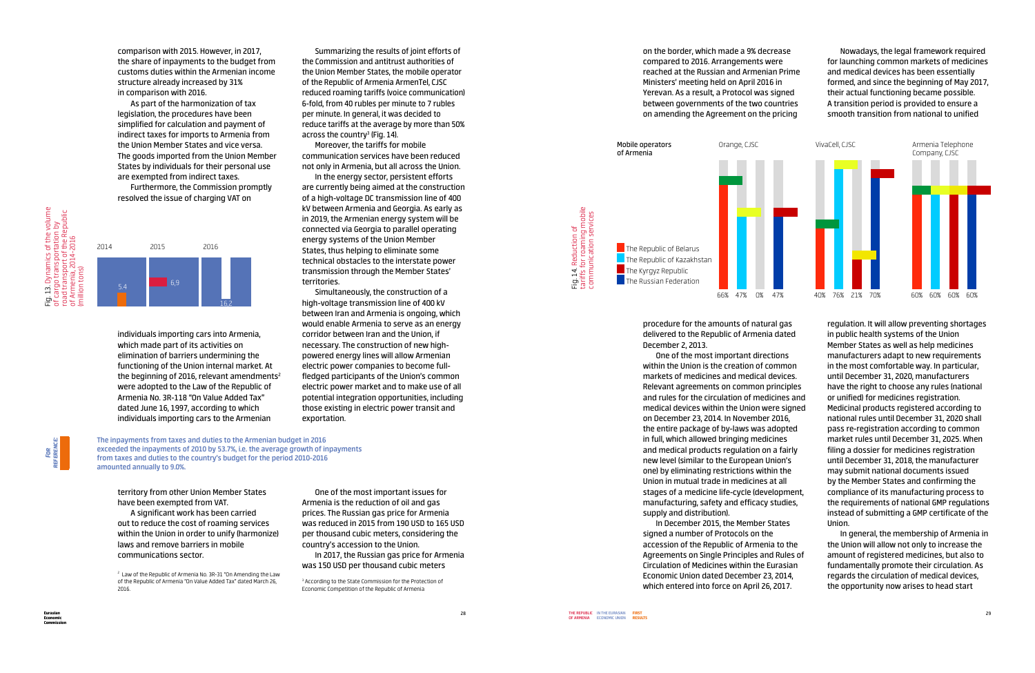comparison with 2015. However, in 2017, the share of inpayments to the budget from customs duties within the Armenian income structure already increased by 31% in comparison with 2016.

As part of the harmonization of tax legislation, the procedures have been simplified for calculation and payment of indirect taxes for imports to Armenia from the Union Member States and vice versa. The goods imported from the Union Member States by individuals for their personal use are exempted from indirect taxes.

Furthermore, the Commission promptly resolved the issue of charging VAT on

Fig. 13. Dynamics of the volume of cargo transportation by road transport of the Republic of Armenia, 2014–2016 (million tons)

| 2014 | 2015 | 2016 |
|---|---|---|
| 5.4 | 6.9 | 16.2 |

individuals importing cars into Armenia, which made part of its activities on elimination of barriers undermining the functioning of the Union internal market. At the beginning of 2016, relevant amendments[2] were adopted to the Law of the Republic of Armenia No. 3R-118 "On Value Added Tax" dated June 16, 1997, according to which individuals importing cars to the Armenian territory from other Union Member States have been exempted from VAT.

A significant work has been carried out to reduce the cost of roaming services within the Union in order to unify (harmonize) laws and remove barriers in mobile communications sector.

Summarizing the results of joint efforts of the Commission and antitrust authorities of the Union Member States, the mobile operator of the Republic of Armenia ArmenTel, CJSC reduced roaming tariffs (voice communication) 6-fold, from 40 rubles per minute to 7 rubles per minute. In general, it was decided to reduce tariffs at the average by more than 50% across the country[3] (Fig. 14).

Moreover, the tariffs for mobile communication services have been reduced not only in Armenia, but all across the Union.

In the energy sector, persistent efforts are currently being aimed at the construction of a high-voltage DC transmission line of 400 kV between Armenia and Georgia. As early as in 2019, the Armenian energy system will be connected via Georgia to parallel operating energy systems of the Union Member States, thus helping to eliminate some technical obstacles to the interstate power transmission through the Member States' territories.

Simultaneously, the construction of a high-voltage transmission line of 400 kV between Iran and Armenia is ongoing, which would enable Armenia to serve as an energy corridor between Iran and the Union, if necessary. The construction of new high-powered energy lines will allow Armenian electric power companies to become full-fledged participants of the Union's common electric power market and to make use of all potential integration opportunities, including those existing in electric power transit and exportation.

**FOR REFERENCE:** The inpayments from taxes and duties to the Armenian budget in 2016 exceeded the inpayments of 2010 by 53.7%, i.e. the average growth of inpayments from taxes and duties to the country's budget for the period 2010-2016 amounted annually to 9.0%.

One of the most important issues for Armenia is the reduction of oil and gas prices. The Russian gas price for Armenia was reduced in 2015 from 190 USD to 165 USD per thousand cubic meters, considering the country's accession to the Union.

In 2017, the Russian gas price for Armenia was 150 USD per thousand cubic meters on the border, which made a 9% decrease compared to 2016. Arrangements were reached at the Russian and Armenian Prime Ministers' meeting held on April 2016 in Yerevan. As a result, a Protocol was signed between governments of the two countries on amending the Agreement on the pricing procedure for the amounts of natural gas delivered to the Republic of Armenia dated December 2, 2013.

One of the most important directions within the Union is the creation of common markets of medicines and medical devices. Relevant agreements on common principles and rules for the circulation of medicines and medical devices within the Union were signed on December 23, 2014. In November 2016, the entire package of by-laws was adopted in full, which allowed bringing medicines and medical products regulation on a fairly new level (similar to the European Union's one) by eliminating restrictions within the Union in mutual trade in medicines at all stages of a medicine life-cycle (development, manufacturing, safety and efficacy studies, supply and distribution).

In December 2015, the Member States signed a number of Protocols on the accession of the Republic of Armenia to the Agreements on Single Principles and Rules of Circulation of Medicines within the Eurasian Economic Union dated December 23, 2014, which entered into force on April 26, 2017.

Fig. 14. Reduction of tariffs for roaming mobile communication services

| Mobile operators of Armenia | The Republic of Belarus | The Republic of Kazakhstan | The Kyrgyz Republic | The Russian Federation |
|---|---|---|---|---|
| Orange, CJSC | 66% | 47% | 0% | 47% |
| VivaCell, CJSC | 40% | 76% | 21% | 70% |
| Armenia Telephone Company, CJSC | 60% | 60% | 60% | 60% |

Nowadays, the legal framework required for launching common markets of medicines and medical devices has been essentially formed, and since the beginning of May 2017, their actual functioning became possible. A transition period is provided to ensure a smooth transition from national to unified regulation. It will allow preventing shortages in public health systems of the Union Member States as well as help medicines manufacturers adapt to new requirements in the most comfortable way. In particular, until December 31, 2020, manufacturers have the right to choose any rules (national or unified) for medicines registration. Medicinal products registered according to national rules until December 31, 2020 shall pass re-registration according to common market rules until December 31, 2025. When filing a dossier for medicines registration until December 31, 2018, the manufacturer may submit national documents issued by the Member States and confirming the compliance of its manufacturing process to the requirements of national GMP regulations instead of submitting a GMP certificate of the Union.

In general, the membership of Armenia in the Union will allow not only to increase the amount of registered medicines, but also to fundamentally promote their circulation. As regards the circulation of medical devices, the opportunity now arises to head start

[2] Law of the Republic of Armenia No. 3R-31 "On Amending the Law of the Republic of Armenia "On Value Added Tax" dated March 26, 2016.

[3] According to the State Commission for the Protection of Economic Competition of the Republic of Armenia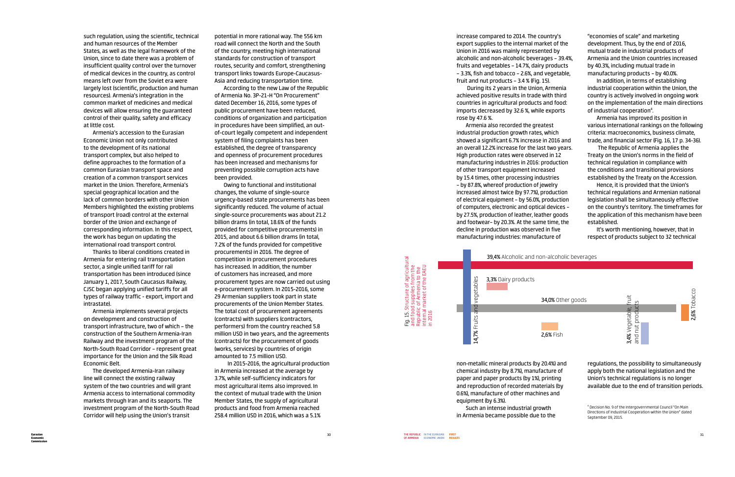such regulation, using the scientific, technical and human resources of the Member States, as well as the legal framework of the Union, since to date there was a problem of insufficient quality control over the turnover of medical devices in the country, as control means left over from the Soviet era were largely lost (scientific, production and human resources). Armenia's integration in the common market of medicines and medical devices will allow ensuring the guaranteed control of their quality, safety and efficacy at little cost.

Armenia's accession to the Eurasian Economic Union not only contributed to the development of its national transport complex, but also helped to define approaches to the formation of a common Eurasian transport space and creation of a common transport services market in the Union. Therefore, Armenia's special geographical location and the lack of common borders with other Union Members highlighted the existing problems of transport (road) control at the external border of the Union and exchange of corresponding information. In this respect, the work has begun on updating the international road transport control.

Thanks to liberal conditions created in Armenia for entering rail transportation sector, a single unified tariff for rail transportation has been introduced (since January 1, 2017, South Caucasus Railway, CJSC began applying unified tariffs for all types of railway traffic - export, import and intrastate).

Armenia implements several projects on development and construction of transport infrastructure, two of which – the construction of the Southern Armenia-Iran Railway and the investment program of the North-South Road Corridor – represent great importance for the Union and the Silk Road Economic Belt.

The developed Armenia-Iran railway line will connect the existing railway system of the two countries and will grant Armenia access to international commodity markets through Iran and its seaports. The investment program of the North-South Road Corridor will help using the Union's transit potential in more rational way. The 556 km road will connect the North and the South of the country, meeting high international standards for construction of transport routes, security and comfort, strengthening transport links towards Europe-Caucasus-Asia and reducing transportation time.

According to the new Law of the Republic of Armenia No. 3P-21-H "On Procurement" dated December 16, 2016, some types of public procurement have been reduced, conditions of organization and participation in procedures have been simplified, an out-of-court legally competent and independent system of filing complaints has been established, the degree of transparency and openness of procurement procedures has been increased and mechanisms for preventing possible corruption acts have been provided.

Owing to functional and institutional changes, the volume of single-source urgency-based state procurements has been significantly reduced. The volume of actual single-source procurements was about 21.2 billion drams (in total, 18.6% of the funds provided for competitive procurements) in 2015, and about 6.6 billion drams (in total, 7.2% of the funds provided for competitive procurements) in 2016. The degree of competition in procurement procedures has increased. In addition, the number of customers has increased, and more procurement types are now carried out using e-procurement system. In 2015-2016, some 29 Armenian suppliers took part in state procurements of the Union Member States. The total cost of procurement agreements (contracts) with suppliers (contractors, performers) from the country reached 5.8 million USD in two years, and the agreements (contracts) for the procurement of goods (works, services) by countries of origin amounted to 7.5 million USD.

In 2015-2016, the agricultural production in Armenia increased at the average by 3.7%, while self-sufficiency indicators for most agricultural items also improved. In the context of mutual trade with the Union Member States, the supply of agricultural products and food from Armenia reached 258.4 million USD in 2016, which was a 5.1% increase compared to 2014. The country's export supplies to the internal market of the Union in 2016 was mainly represented by alcoholic and non-alcoholic beverages – 39.4%, fruits and vegetables – 14.7%, dairy products – 3.3%, fish and tobacco – 2.6%, and vegetable, fruit and nut products – 3.4 % (Fig. 15).

During its 2 years in the Union, Armenia achieved positive results in trade with third countries in agricultural products and food: imports decreased by 32.6 %, while exports rose by 47.6 %.

Armenia also recorded the greatest industrial production growth rates, which showed a significant 6.7% increase in 2016 and an overall 12.2% increase for the last two years. High production rates were observed in 12 manufacturing industries in 2016: production of other transport equipment increased by 15.4 times, other processing industries – by 87.8%, whereof production of jewelry increased almost twice (by 97.7%), production of electrical equipment – by 56.0%, production of computers, electronic and optical devices – by 27.5%, production of leather, leather goods and footwear– by 20.3%. At the same time, the decline in production was observed in five manufacturing industries: manufacture of non-metallic mineral products (by 20.4%) and chemical industry (by 8.7%), manufacture of paper and paper products (by 1%), printing and reproduction of recorded materials (by 0.6%), manufacture of other machines and equipment (by 6.3%).

Fig. 15. Structure of agricultural and food supplies from the Republic of Armenia to the internal market of the EAEU in 2016

- **39,4%** Alcoholic and non-alcoholic beverages
- **14,7%** Fruits and vegetables
- **3,3%** Dairy products
- **34,0%** Other goods
- **2,6%** Fish
- **3,4%** Vegetable, fruit and nut products
- **2,6%** Tobacco

Such an intense industrial growth in Armenia became possible due to the "economies of scale" and marketing development. Thus, by the end of 2016, mutual trade in industrial products of Armenia and the Union countries increased by 40.3%, including mutual trade in manufacturing products – by 40.0%.

In addition, in terms of establishing industrial cooperation within the Union, the country is actively involved in ongoing work on the implementation of the main directions of industrial cooperation[4].

Armenia has improved its position in various international rankings on the following criteria: macroeconomics, business climate, trade, and financial sector (Fig. 16, 17 p. 34-36).

The Republic of Armenia applies the Treaty on the Union's norms in the field of technical regulation in compliance with the conditions and transitional provisions established by the Treaty on the Accession.

Hence, it is provided that the Union's technical regulations and Armenian national legislation shall be simultaneously effective on the country's territory. The timeframes for the application of this mechanism have been established.

It's worth mentioning, however, that in respect of products subject to 32 technical regulations, the possibility to simultaneously apply both the national legislation and the Union's technical regulations is no longer available due to the end of transition periods.

[4] Decision No. 9 of the Intergovernmental Council "On Main Directions of Industrial Cooperation within the Union" dated September 09, 2015.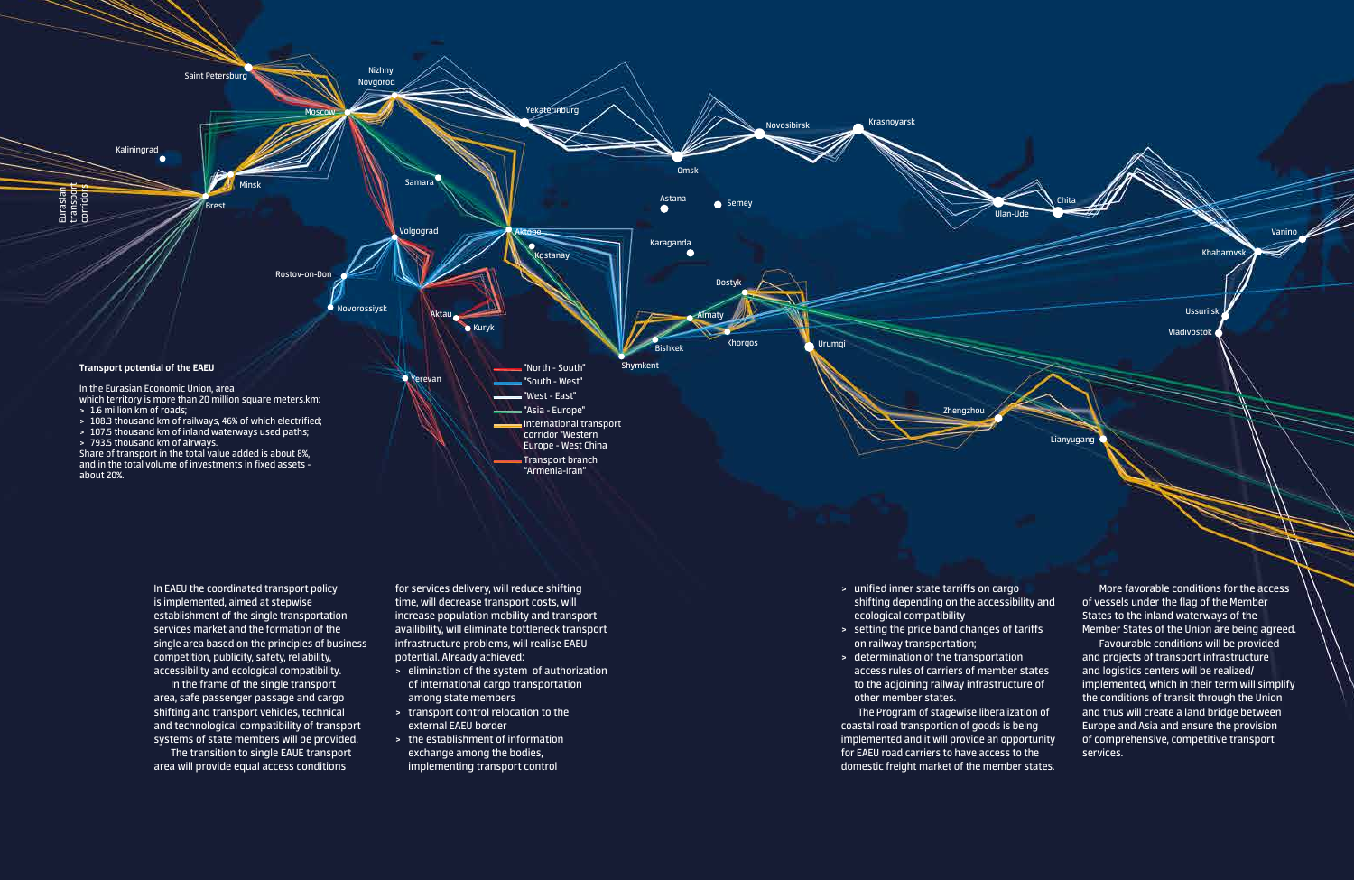Eurasian transport corridors

**Transport potential of the EAEU**

In the Eurasian Economic Union, area which territory is more than 20 million square meters.km:

- 1.6 million km of roads;
- 108.3 thousand km of railways, 46% of which electrified;
- 107.5 thousand km of inland waterways used paths;
- 793.5 thousand km of airways.

Share of transport in the total value added is about 8%, and in the total volume of investments in fixed assets - about 20%.

- "North - South"
- "South - West"
- "West - East"
- "Asia - Europe"
- International transport corridor "Western Europe - West China
- Transport branch "Armenia-Iran"

In EAEU the coordinated transport policy is implemented, aimed at stepwise establishment of the single transportation services market and the formation of the single area based on the principles of business competition, publicity, safety, reliability, accessibility and ecological compatibility.

In the frame of the single transport area, safe passenger passage and cargo shifting and transport vehicles, technical and technological compatibility of transport systems of state members will be provided.

The transition to single EAUE transport area will provide equal access conditions for services delivery, will reduce shifting time, will decrease transport costs, will increase population mobility and transport availibility, will eliminate bottleneck transport infrastructure problems, will realise EAEU potential. Already achieved:

- elimination of the system of authorization of international cargo transportation among state members
- transport control relocation to the external EAEU border
- the establishment of information exchange among the bodies, implementing transport control
- unified inner state tarriffs on cargo shifting depending on the accessibility and ecological compatibility
- setting the price band changes of tariffs on railway transportation;
- determination of the transportation access rules of carriers of member states to the adjoining railway infrastructure of other member states.

The Program of stagewise liberalization of coastal road transportion of goods is being implemented and it will provide an opportunity for EAEU road carriers to have access to the domestic freight market of the member states.

More favorable conditions for the access of vessels under the flag of the Member States to the inland waterways of the Member States of the Union are being agreed.

Favourable conditions will be provided and projects of transport infrastructure and logistics centers will be realized/ implemented, which in their term will simplify the conditions of transit through the Union and thus will create a land bridge between Europe and Asia and ensure the provision of comprehensive, competitive transport services.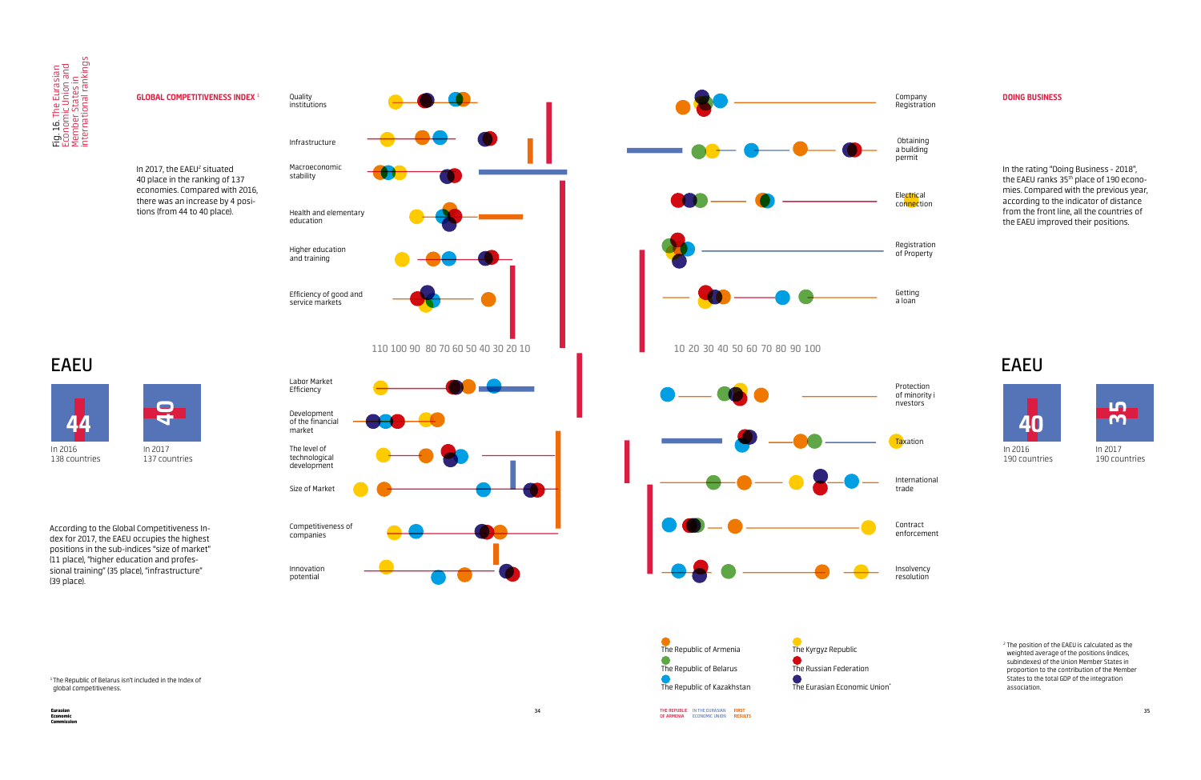Fig.16. The Eurasian Economic Union and Member States in international rankings

## GLOBAL COMPETITIVENESS INDEX [1]

In 2017, the EAEU[2] situated 40 place in the ranking of 137 economies. Compared with 2016, there was an increase by 4 positions (from 44 to 40 place).

Quality institutions

Infrastructure

Macroeconomic stability

Health and elementary education

Higher education and training

Efficiency of good and service markets

110 100 90 80 70 60 50 40 30 20 10

Labor Market Efficiency

Development of the financial market

The level of technological development

Size of Market

Competitiveness of companies

Innovation potential

## EAEU

44
In 2016
138 countries

40
In 2017
137 countries

According to the Global Competitiveness Index for 2017, the EAEU occupies the highest positions in the sub-indices "size of market" (11 place), "higher education and professional training" (35 place), "infrastructure" (39 place).

[1] The Republic of Belarus isn't included in the Index of global competitiveness.

Company Registration

Obtaining a building permit

Electrical connection

Registration of Property

Getting a loan

10 20 30 40 50 60 70 80 90 100

Protection of minority investors

Taxation

International trade

Contract enforcement

Insolvency resolution

The Republic of Armenia
The Republic of Belarus
The Republic of Kazakhstan
The Kyrgyz Republic
The Russian Federation
The Eurasian Economic Union[2]

## DOING BUSINESS

In the rating "Doing Business - 2018", the EAEU ranks 35[th] place of 190 economies. Compared with the previous year, according to the indicator of distance from the front line, all the countries of the EAEU improved their positions.

## EAEU

40
In 2016
190 countries

35
In 2017
190 countries

[2] The position of the EAEU is calculated as the weighted average of the positions (indices, subindexes) of the Union Member States in proportion to the contribution of the Member States to the total GDP of the integration association.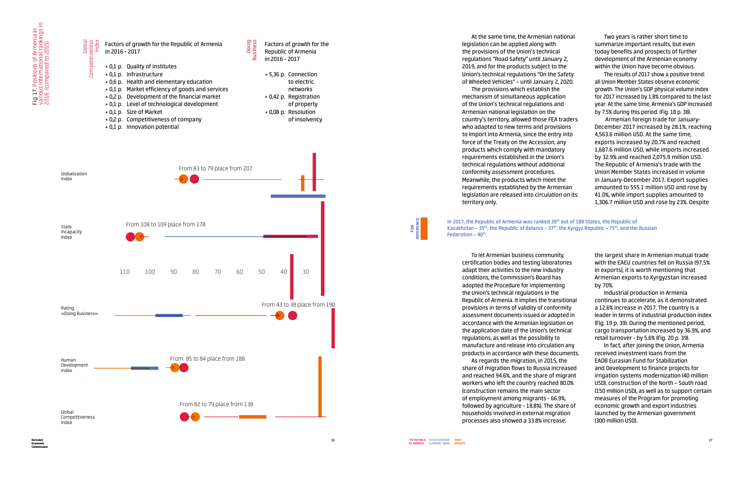Fig. 17. Positions of Armenia in various international rankings in 2016 (compared to 2015)

**Global Competitiveness Index**

Factors of growth for the Republic of Armenia in 2016 - 2017

- + 0,1 p. Quality of institutes
- + 0,1 p. Infrastructure
- + 0,6 p. Health and elementary education
- + 0,1 p. Market efficiency of goods and services
- + 0,2 p. Development of the financial market
- + 0,1 p. Level of technological development
- + 0,1 p. Size of Market
- + 0,2 p. Competitiveness of company
- + 0,1 p. Innovation potential

**Doing Business**

Factors of growth for the Republic of Armenia in 2016 - 2017

- + 5,36 p. Connection to electric networks
- + 0,42 p. Registration of property
- + 0,08 p. Resolution of insolvency

Globalization Index — From 83 to 79 place from 207

State Incapacity Index — From 108 to 109 place from 178

Rating «Doing Business» — From 43 to 38 place from 190

Human Development Index — From 85 to 84 place from 188

Global Competitiveness Index — From 82 to 79 place from 138

At the same time, the Armenian national legislation can be applied along with the provisions of the Union's technical regulations "Road Safety" until January 2, 2019, and for the products subject to the Union's technical regulations "On the Safety of Wheeled Vehicles" – until January 2, 2020.

The provisions which establish the mechanism of simultaneous application of the Union's technical regulations and Armenian national legislation on the country's territory, allowed those FEA traders who adapted to new terms and provisions to import into Armenia, since the entry into force of the Treaty on the Accession, any products which comply with mandatory requirements established in the Union's technical regulations without additional conformity assessment procedures. Meanwhile, the products which meet the requirements established by the Armenian legislation are released into circulation on its territory only.

Two years is rather short time to summarize important results, but even today benefits and prospects of further development of the Armenian economy within the Union have become obvious.

The results of 2017 show a positive trend: all Union Member States observe economic growth. The Union's GDP physical volume index for 2017 increased by 1.8% compared to the last year. At the same time, Armenia's GDP increased by 7.5% during this period. (Fig. 18 p. 38).

Armenian foreign trade for January-December 2017 increased by 28.1%, reaching 4,563.6 million USD. At the same time, exports increased by 20.7% and reached 1,687.6 million USD, while imports increased by 32.9% and reached 2,075.9 million USD. The Republic of Armenia's trade with the Union Member States increased in volume in January-December 2017. Export supplies amounted to 555.1 million USD and rose by 41.0%, while import supplies amounted to 1,306.7 million USD and rose by 23%. Despite the largest share in Armenian mutual trade with the EAEU countries fell on Russia (97.5% in exports), it is worth mentioning that Armenian exports to Kyrgyzstan increased by 70%.

*FOR REFERENCE*

In 2017, the Republic of Armenia was ranked 39th out of 189 States, the Republic of Kazakhstan – 35th, the Republic of Belarus – 37th, the Kyrgyz Republic – 75th, and the Russian Federation – 40th.

To let Armenian business community, certification bodies and testing laboratories adapt their activities to the new industry conditions, the Commission's Board has adopted the Procedure for implementing the Union's technical regulations in the Republic of Armenia. It implies the transitional provisions in terms of validity of conformity assessment documents issued or adopted in accordance with the Armenian legislation on the application date of the Union's technical regulations, as well as the possibility to manufacture and release into circulation any products in accordance with these documents.

As regards the migration, in 2015, the share of migration flows to Russia increased and reached 94.6%, and the share of migrant workers who left the country reached 80.0% (construction remains the main sector of employment among migrants - 66.9%, followed by agriculture - 18.8%). The share of households involved in external migration processes also showed a 33.8% increase.

Industrial production in Armenia continues to accelerate, as it demonstrated a 12.6% increase in 2017. The country is a leader in terms of industrial production index (Fig. 19 p. 39). During the mentioned period, cargo transportation increased by 36.9%, and retail turnover - by 5.6% (Fig. 20 p. 39).

In fact, after joining the Union, Armenia received investment loans from the EADB Eurasian Fund for Stabilization and Development to finance projects for irrigation systems modernization (40 million USD), construction of the North – South road (150 million USD), as well as to support certain measures of the Program for promoting economic growth and export industries launched by the Armenian government (300 million USD).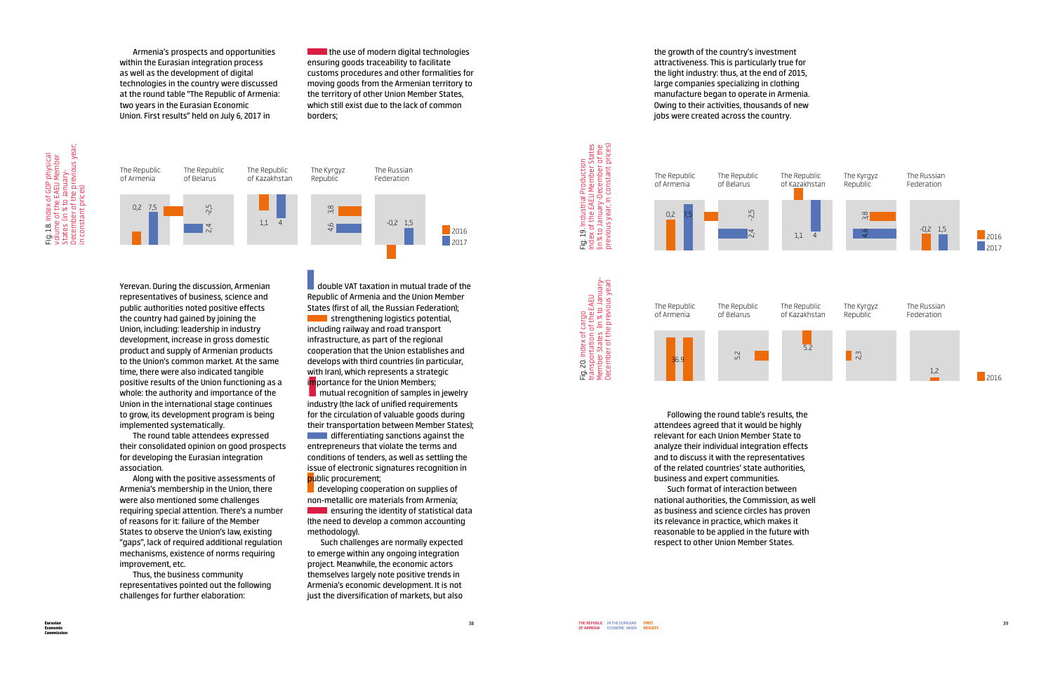Armenia's prospects and opportunities within the Eurasian integration process as well as the development of digital technologies in the country were discussed at the round table "The Republic of Armenia: two years in the Eurasian Economic Union. First results" held on July 6, 2017 in Yerevan. During the discussion, Armenian representatives of business, science and public authorities noted positive effects the country had gained by joining the Union, including: leadership in industry development, increase in gross domestic product and supply of Armenian products to the Union's common market. At the same time, there were also indicated tangible positive results of the Union functioning as a whole: the authority and importance of the Union in the international stage continues to grow, its development program is being implemented systematically.

The round table attendees expressed their consolidated opinion on good prospects for developing the Eurasian integration association.

Along with the positive assessments of Armenia's membership in the Union, there were also mentioned some challenges requiring special attention. There's a number of reasons for it: failure of the Member States to observe the Union's law, existing "gaps", lack of required additional regulation mechanisms, existence of norms requiring improvement, etc.

Thus, the business community representatives pointed out the following challenges for further elaboration:

- the use of modern digital technologies ensuring goods traceability to facilitate customs procedures and other formalities for moving goods from the Armenian territory to the territory of other Union Member States, which still exist due to the lack of common borders;
- double VAT taxation in mutual trade of the Republic of Armenia and the Union Member States (first of all, the Russian Federation);
- strengthening logistics potential, including railway and road transport infrastructure, as part of the regional cooperation that the Union establishes and develops with third countries (in particular, with Iran), which represents a strategic importance for the Union Members;
- mutual recognition of samples in jewelry industry (the lack of unified requirements for the circulation of valuable goods during their transportation between Member States);
- differentiating sanctions against the entrepreneurs that violate the terms and conditions of tenders, as well as settling the issue of electronic signatures recognition in public procurement;
- developing cooperation on supplies of non-metallic ore materials from Armenia;
- ensuring the identity of statistical data (the need to develop a common accounting methodology).

Such challenges are normally expected to emerge within any ongoing integration project. Meanwhile, the economic actors themselves largely note positive trends in Armenia's economic development. It is not just the diversification of markets, but also the growth of the country's investment attractiveness. This is particularly true for the light industry: thus, at the end of 2015, large companies specializing in clothing manufacture began to operate in Armenia. Owing to their activities, thousands of new jobs were created across the country.

Fig. 18. Index of GDP physical volume of the EAEU Member States (in % to January-December of the previous year, in constant prices)

| | The Republic of Armenia | The Republic of Belarus | The Republic of Kazakhstan | The Kyrgyz Republic | The Russian Federation |
|---|---|---|---|---|---|
| 2016 | 0,2 | -2,5 | 1,1 | 3,8 | -0,2 |
| 2017 | 7,5 | 2,4 | 4 | 4,6 | 1,5 |

Fig. 19. Industrial Production Index of the EAEU Member States (in % to January-December of the previous year, in constant prices)

| | The Republic of Armenia | The Republic of Belarus | The Republic of Kazakhstan | The Kyrgyz Republic | The Russian Federation |
|---|---|---|---|---|---|
| 2016 | 0,2 | -2,5 | 1,1 | 3,8 | -0,2 |
| 2017 | 7,5 | 2,4 | 4 | 4,6 | 1,5 |

Fig. 20. Index of cargo transportation of the EAEU Member States (in % to January-December of the previous year)

| | The Republic of Armenia | The Republic of Belarus | The Republic of Kazakhstan | The Kyrgyz Republic | The Russian Federation |
|---|---|---|---|---|---|
| 2016 | 36,9 | 5,2 | 5,2 | 2,3 | 1,2 |

Following the round table's results, the attendees agreed that it would be highly relevant for each Union Member State to analyze their individual integration effects and to discuss it with the representatives of the related countries' state authorities, business and expert communities.

Such format of interaction between national authorities, the Commission, as well as business and science circles has proven its relevance in practice, which makes it reasonable to be applied in the future with respect to other Union Member States.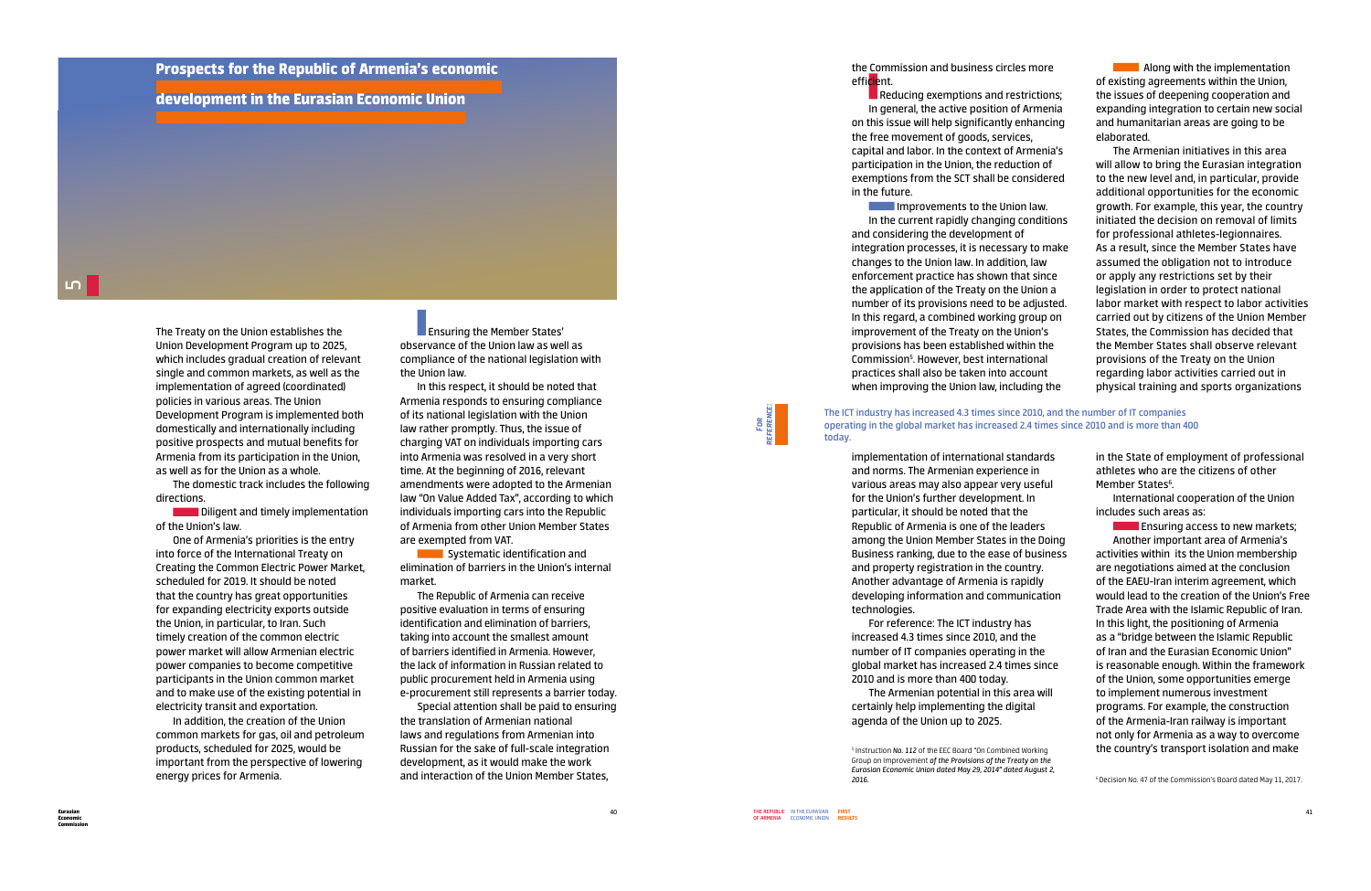## 5 Prospects for the Republic of Armenia's economic development in the Eurasian Economic Union

The Treaty on the Union establishes the Union Development Program up to 2025, which includes gradual creation of relevant single and common markets, as well as the implementation of agreed (coordinated) policies in various areas. The Union Development Program is implemented both domestically and internationally including positive prospects and mutual benefits for Armenia from its participation in the Union, as well as for the Union as a whole.

The domestic track includes the following directions.

Diligent and timely implementation of the Union's law.

One of Armenia's priorities is the entry into force of the International Treaty on Creating the Common Electric Power Market, scheduled for 2019. It should be noted that the country has great opportunities for expanding electricity exports outside the Union, in particular, to Iran. Such timely creation of the common electric power market will allow Armenian electric power companies to become competitive participants in the Union common market and to make use of the existing potential in electricity transit and exportation.

In addition, the creation of the Union common markets for gas, oil and petroleum products, scheduled for 2025, would be important from the perspective of lowering energy prices for Armenia.

Ensuring the Member States' observance of the Union law as well as compliance of the national legislation with the Union law.

In this respect, it should be noted that Armenia responds to ensuring compliance of its national legislation with the Union law rather promptly. Thus, the issue of charging VAT on individuals importing cars into Armenia was resolved in a very short time. At the beginning of 2016, relevant amendments were adopted to the Armenian law "On Value Added Tax", according to which individuals importing cars into the Republic of Armenia from other Union Member States are exempted from VAT.

Systematic identification and elimination of barriers in the Union's internal market.

The Republic of Armenia can receive positive evaluation in terms of ensuring identification and elimination of barriers, taking into account the smallest amount of barriers identified in Armenia. However, the lack of information in Russian related to public procurement held in Armenia using e-procurement still represents a barrier today.

Special attention shall be paid to ensuring the translation of Armenian national laws and regulations from Armenian into Russian for the sake of full-scale integration development, as it would make the work and interaction of the Union Member States, the Commission and business circles more efficient.

Reducing exemptions and restrictions;

In general, the active position of Armenia on this issue will help significantly enhancing the free movement of goods, services, capital and labor. In the context of Armenia's participation in the Union, the reduction of exemptions from the SCT shall be considered in the future.

Improvements to the Union law.

In the current rapidly changing conditions and considering the development of integration processes, it is necessary to make changes to the Union law. In addition, law enforcement practice has shown that since the application of the Treaty on the Union a number of its provisions need to be adjusted. In this regard, a combined working group on improvement of the Treaty on the Union's provisions has been established within the Commission[5]. However, best international practices shall also be taken into account when improving the Union law, including the implementation of international standards and norms. The Armenian experience in various areas may also appear very useful for the Union's further development. In particular, it should be noted that the Republic of Armenia is one of the leaders among the Union Member States in the Doing Business ranking, due to the ease of business and property registration in the country. Another advantage of Armenia is rapidly developing information and communication technologies.

For reference: The ICT industry has increased 4.3 times since 2010, and the number of IT companies operating in the global market has increased 2.4 times since 2010 and is more than 400 today.

The Armenian potential in this area will certainly help implementing the digital agenda of the Union up to 2025.

Along with the implementation of existing agreements within the Union, the issues of deepening cooperation and expanding integration to certain new social and humanitarian areas are going to be elaborated.

The Armenian initiatives in this area will allow to bring the Eurasian integration to the new level and, in particular, provide additional opportunities for the economic growth. For example, this year, the country initiated the decision on removal of limits for professional athletes-legionnaires. As a result, since the Member States have assumed the obligation not to introduce or apply any restrictions set by their legislation in order to protect national labor market with respect to labor activities carried out by citizens of the Union Member States, the Commission has decided that the Member States shall observe relevant provisions of the Treaty on the Union regarding labor activities carried out in physical training and sports organizations in the State of employment of professional athletes who are the citizens of other Member States[6].

**For reference:** The ICT industry has increased 4.3 times since 2010, and the number of IT companies operating in the global market has increased 2.4 times since 2010 and is more than 400 today.

International cooperation of the Union includes such areas as:

Ensuring access to new markets;

Another important area of Armenia's activities within its the Union membership are negotiations aimed at the conclusion of the EAEU-Iran interim agreement, which would lead to the creation of the Union's Free Trade Area with the Islamic Republic of Iran. In this light, the positioning of Armenia as a "bridge between the Islamic Republic of Iran and the Eurasian Economic Union" is reasonable enough. Within the framework of the Union, some opportunities emerge to implement numerous investment programs. For example, the construction of the Armenia-Iran railway is important not only for Armenia as a way to overcome the country's transport isolation and make

[5] Instruction *No. 112* of the EEC Board "On Combined Working Group on Improvement *of the Provisions of the Treaty on the Eurasian Economic Union dated May 29, 2014" dated August 2, 2016.*

[6] Decision No. 47 of the Commission's Board dated May 11, 2017.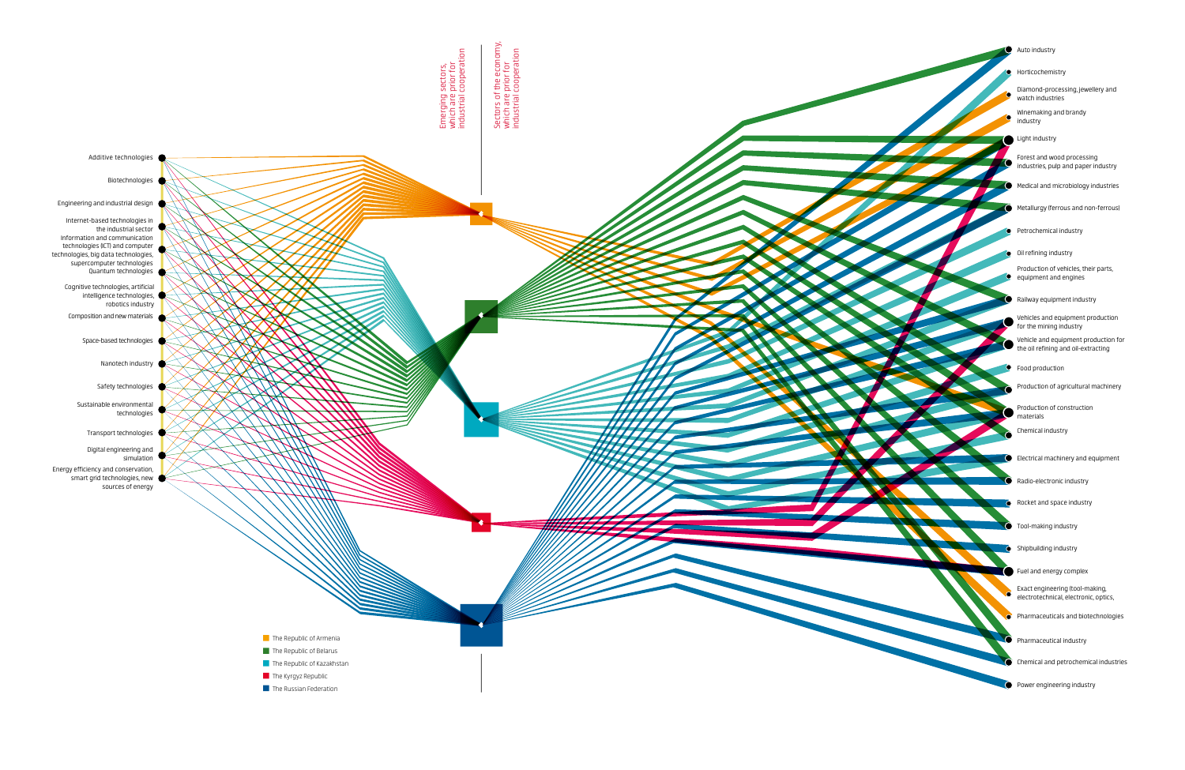Emerging sectors, which are prior for industrial cooperation

Sectors of the economy, which are prior for industrial cooperation

- Additive technologies
- Biotechnologies
- Engineering and industrial design
- Internet-based technologies in the industrial sector
- Information and communication technologies (ICT) and computer technologies, big data technologies, supercomputer technologies
- Quantum technologies
- Cognitive technologies, artificial intelligence technologies, robotics industry
- Composition and new materials
- Space-based technologies
- Nanotech industry
- Safety technologies
- Sustainable environmental technologies
- Transport technologies
- Digital engineering and simulation
- Energy efficiency and conservation, smart grid technologies, new sources of energy

- Auto industry
- Horticochemistry
- Diamond-processing, jewellery and watch industries
- Winemaking and brandy industry
- Light industry
- Forest and wood processing industries, pulp and paper industry
- Medical and microbiology industries
- Metallurgy (ferrous and non-ferrous)
- Petrochemical industry
- Oil refining industry
- Production of vehicles, their parts, equipment and engines
- Railway equipment industry
- Vehicles and equipment production for the mining industry
- Vehicle and equipment production for the oil refining and oil-extracting
- Food production
- Production of agricultural machinery
- Production of construction materials
- Chemical industry
- Electrical machinery and equipment
- Radio-electronic industry
- Rocket and space industry
- Tool-making industry
- Shipbuilding industry
- Fuel and energy complex
- Exact engineering (tool-making, electrotechnical, electronic, optics,
- Pharmaceuticals and biotechnologies
- Pharmaceutical industry
- Chemical and petrochemical industries
- Power engineering industry

- The Republic of Armenia
- The Republic of Belarus
- The Republic of Kazakhstan
- The Kyrgyz Republic
- The Russian Federation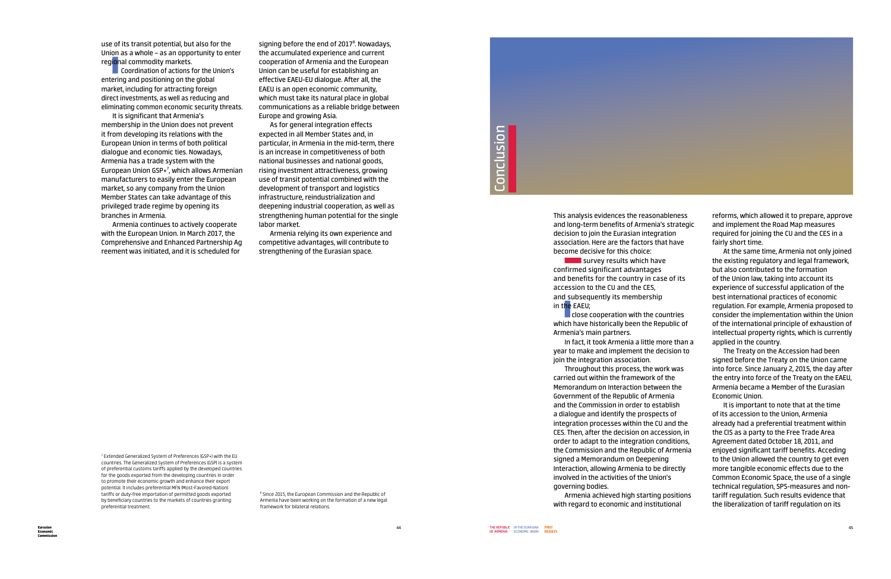use of its transit potential, but also for the Union as a whole – as an opportunity to enter regional commodity markets.

- Coordination of actions for the Union's entering and positioning on the global market, including for attracting foreign direct investments, as well as reducing and eliminating common economic security threats.

It is significant that Armenia's membership in the Union does not prevent it from developing its relations with the European Union in terms of both political dialogue and economic ties. Nowadays, Armenia has a trade system with the European Union GSP+[7], which allows Armenian manufacturers to easily enter the European market, so any company from the Union Member States can take advantage of this privileged trade regime by opening its branches in Armenia.

Armenia continues to actively cooperate with the European Union. In March 2017, the Comprehensive and Enhanced Partnership Ag reement was initiated, and it is scheduled for signing before the end of 2017[8]. Nowadays, the accumulated experience and current cooperation of Armenia and the European Union can be useful for establishing an effective EAEU-EU dialogue. After all, the EAEU is an open economic community, which must take its natural place in global communications as a reliable bridge between Europe and growing Asia.

As for general integration effects expected in all Member States and, in particular, in Armenia in the mid-term, there is an increase in competitiveness of both national businesses and national goods, rising investment attractiveness, growing use of transit potential combined with the development of transport and logistics infrastructure, reindustrialization and deepening industrial cooperation, as well as strengthening human potential for the single labor market.

Armenia relying its own experience and competitive advantages, will contribute to strengthening of the Eurasian space.

[7] Extended Generalized System of Preferences (GSP+) with the EU countries. The Generalized System of Preferences (GSP) is a system of preferential customs tariffs applied by the developed countries for the goods exported from the developing countries in order to promote their economic growth and enhance their export potential. It includes preferential MFN (Most-Favored-Nation) tariffs or duty-free importation of permitted goods exported by beneficiary countries to the markets of countries granting preferential treatment.

[8] Since 2015, the European Commission and the Republic of Armenia have been working on the formation of a new legal framework for bilateral relations.

# Conclusion

This analysis evidences the reasonableness and long-term benefits of Armenia's strategic decision to join the Eurasian integration association. Here are the factors that have become decisive for this choice:

- survey results which have confirmed significant advantages and benefits for the country in case of its accession to the CU and the CES, and subsequently its membership in the EAEU;
- close cooperation with the countries which have historically been the Republic of Armenia's main partners.

In fact, it took Armenia a little more than a year to make and implement the decision to join the integration association.

Throughout this process, the work was carried out within the framework of the Memorandum on Interaction between the Government of the Republic of Armenia and the Commission in order to establish a dialogue and identify the prospects of integration processes within the CU and the CES. Then, after the decision on accession, in order to adapt to the integration conditions, the Commission and the Republic of Armenia signed a Memorandum on Deepening Interaction, allowing Armenia to be directly involved in the activities of the Union's governing bodies.

Armenia achieved high starting positions with regard to economic and institutional reforms, which allowed it to prepare, approve and implement the Road Map measures required for joining the CU and the CES in a fairly short time.

At the same time, Armenia not only joined the existing regulatory and legal framework, but also contributed to the formation of the Union law, taking into account its experience of successful application of the best international practices of economic regulation. For example, Armenia proposed to consider the implementation within the Union of the international principle of exhaustion of intellectual property rights, which is currently applied in the country.

The Treaty on the Accession had been signed before the Treaty on the Union came into force. Since January 2, 2015, the day after the entry into force of the Treaty on the EAEU, Armenia became a Member of the Eurasian Economic Union.

It is important to note that at the time of its accession to the Union, Armenia already had a preferential treatment within the CIS as a party to the Free Trade Area Agreement dated October 18, 2011, and enjoyed significant tariff benefits. Acceding to the Union allowed the country to get even more tangible economic effects due to the Common Economic Space, the use of a single technical regulation, SPS-measures and non-tariff regulation. Such results evidence that the liberalization of tariff regulation on its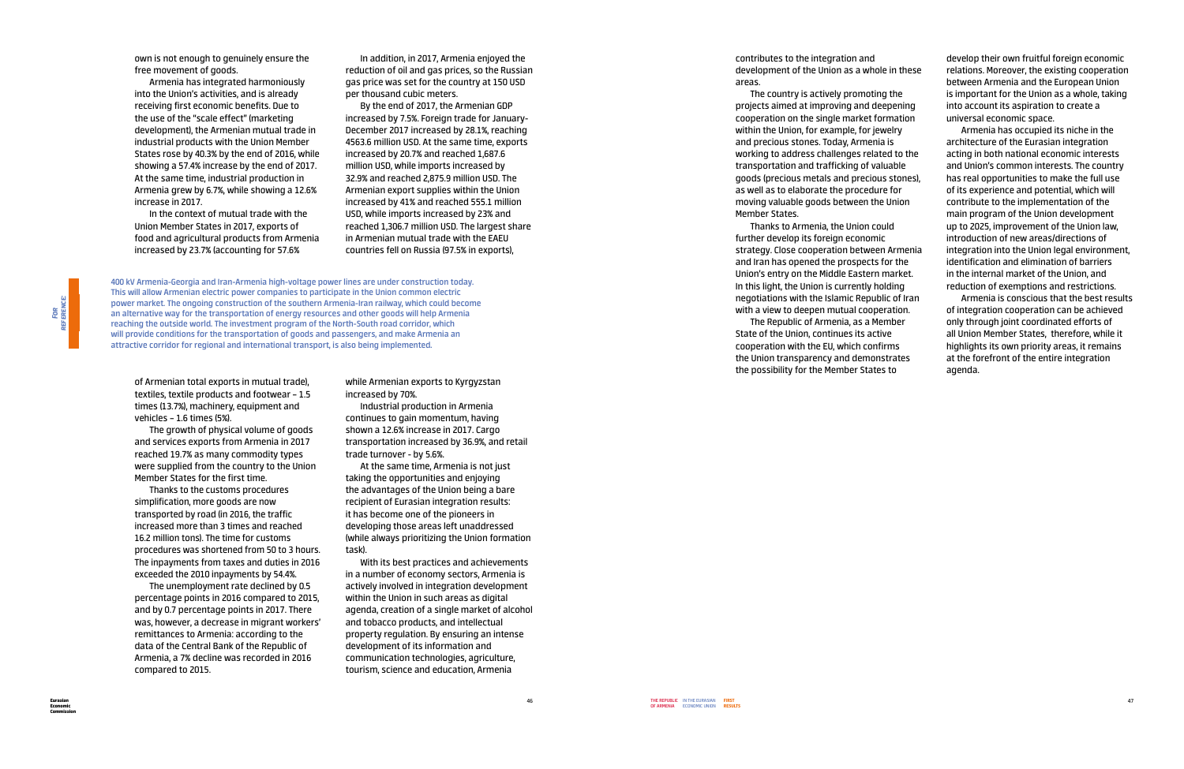own is not enough to genuinely ensure the free movement of goods.

Armenia has integrated harmoniously into the Union's activities, and is already receiving first economic benefits. Due to the use of the "scale effect" (marketing development), the Armenian mutual trade in industrial products with the Union Member States rose by 40.3% by the end of 2016, while showing a 57.4% increase by the end of 2017. At the same time, industrial production in Armenia grew by 6.7%, while showing a 12.6% increase in 2017.

In the context of mutual trade with the Union Member States in 2017, exports of food and agricultural products from Armenia increased by 23.7% (accounting for 57.6%

In addition, in 2017, Armenia enjoyed the reduction of oil and gas prices, so the Russian gas price was set for the country at 150 USD per thousand cubic meters.

By the end of 2017, the Armenian GDP increased by 7.5%. Foreign trade for January-December 2017 increased by 28.1%, reaching 4563.6 million USD. At the same time, exports increased by 20.7% and reached 1,687.6 million USD, while imports increased by 32.9% and reached 2,875.9 million USD. The Armenian export supplies within the Union increased by 41% and reached 555.1 million USD, while imports increased by 23% and reached 1,306.7 million USD. The largest share in Armenian mutual trade with the EAEU countries fell on Russia (97.5% in exports),

*For reference:*

400 kV Armenia-Georgia and Iran-Armenia high-voltage power lines are under construction today. This will allow Armenian electric power companies to participate in the Union common electric power market. The ongoing construction of the southern Armenia-Iran railway, which could become an alternative way for the transportation of energy resources and other goods will help Armenia reaching the outside world. The investment program of the North-South road corridor, which will provide conditions for the transportation of goods and passengers, and make Armenia an attractive corridor for regional and international transport, is also being implemented.

of Armenian total exports in mutual trade), textiles, textile products and footwear – 1.5 times (13.7%), machinery, equipment and vehicles – 1.6 times (5%).

The growth of physical volume of goods and services exports from Armenia in 2017 reached 19.7% as many commodity types were supplied from the country to the Union Member States for the first time.

Thanks to the customs procedures simplification, more goods are now transported by road (in 2016, the traffic increased more than 3 times and reached 16.2 million tons). The time for customs procedures was shortened from 50 to 3 hours. The inpayments from taxes and duties in 2016 exceeded the 2010 inpayments by 54.4%.

The unemployment rate declined by 0.5 percentage points in 2016 compared to 2015, and by 0.7 percentage points in 2017. There was, however, a decrease in migrant workers' remittances to Armenia: according to the data of the Central Bank of the Republic of Armenia, a 7% decline was recorded in 2016 compared to 2015.

while Armenian exports to Kyrgyzstan increased by 70%.

Industrial production in Armenia continues to gain momentum, having shown a 12.6% increase in 2017. Cargo transportation increased by 36.9%, and retail trade turnover - by 5.6%.

At the same time, Armenia is not just taking the opportunities and enjoying the advantages of the Union being a bare recipient of Eurasian integration results: it has become one of the pioneers in developing those areas left unaddressed (while always prioritizing the Union formation task).

With its best practices and achievements in a number of economy sectors, Armenia is actively involved in integration development within the Union in such areas as digital agenda, creation of a single market of alcohol and tobacco products, and intellectual property regulation. By ensuring an intense development of its information and communication technologies, agriculture, tourism, science and education, Armenia contributes to the integration and development of the Union as a whole in these areas.

The country is actively promoting the projects aimed at improving and deepening cooperation on the single market formation within the Union, for example, for jewelry and precious stones. Today, Armenia is working to address challenges related to the transportation and trafficking of valuable goods (precious metals and precious stones), as well as to elaborate the procedure for moving valuable goods between the Union Member States.

Thanks to Armenia, the Union could further develop its foreign economic strategy. Close cooperation between Armenia and Iran has opened the prospects for the Union's entry on the Middle Eastern market. In this light, the Union is currently holding negotiations with the Islamic Republic of Iran with a view to deepen mutual cooperation.

The Republic of Armenia, as a Member State of the Union, continues its active cooperation with the EU, which confirms the Union transparency and demonstrates the possibility for the Member States to develop their own fruitful foreign economic relations. Moreover, the existing cooperation between Armenia and the European Union is important for the Union as a whole, taking into account its aspiration to create a universal economic space.

Armenia has occupied its niche in the architecture of the Eurasian integration acting in both national economic interests and Union's common interests. The country has real opportunities to make the full use of its experience and potential, which will contribute to the implementation of the main program of the Union development up to 2025, improvement of the Union law, introduction of new areas/directions of integration into the Union legal environment, identification and elimination of barriers in the internal market of the Union, and reduction of exemptions and restrictions.

Armenia is conscious that the best results of integration cooperation can be achieved only through joint coordinated efforts of all Union Member States, therefore, while it highlights its own priority areas, it remains at the forefront of the entire integration agenda.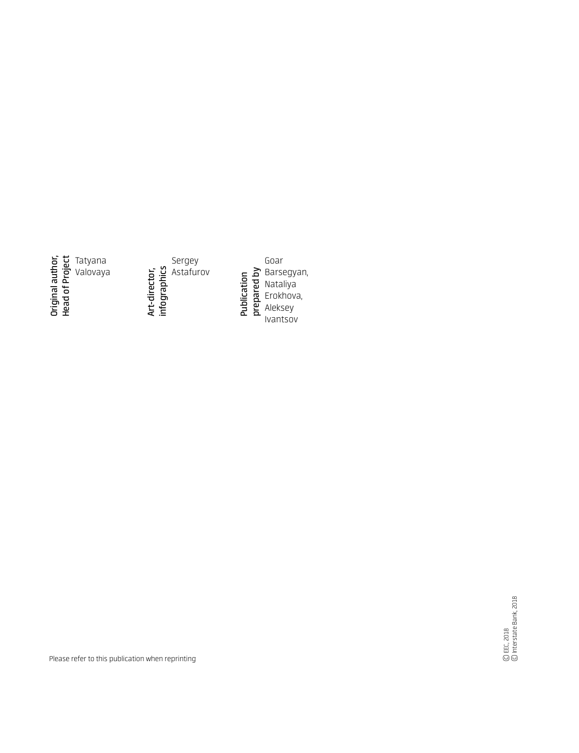**Original author, Head of Project** Tatyana Valovaya

**Art-director, infographics** Sergey Astafurov

**Publication prepared by** Goar Barsegyan, Nataliya Erokhova, Aleksey Ivantsov

Please refer to this publication when reprinting

© EEC, 2018
© Interstate Bank, 2018